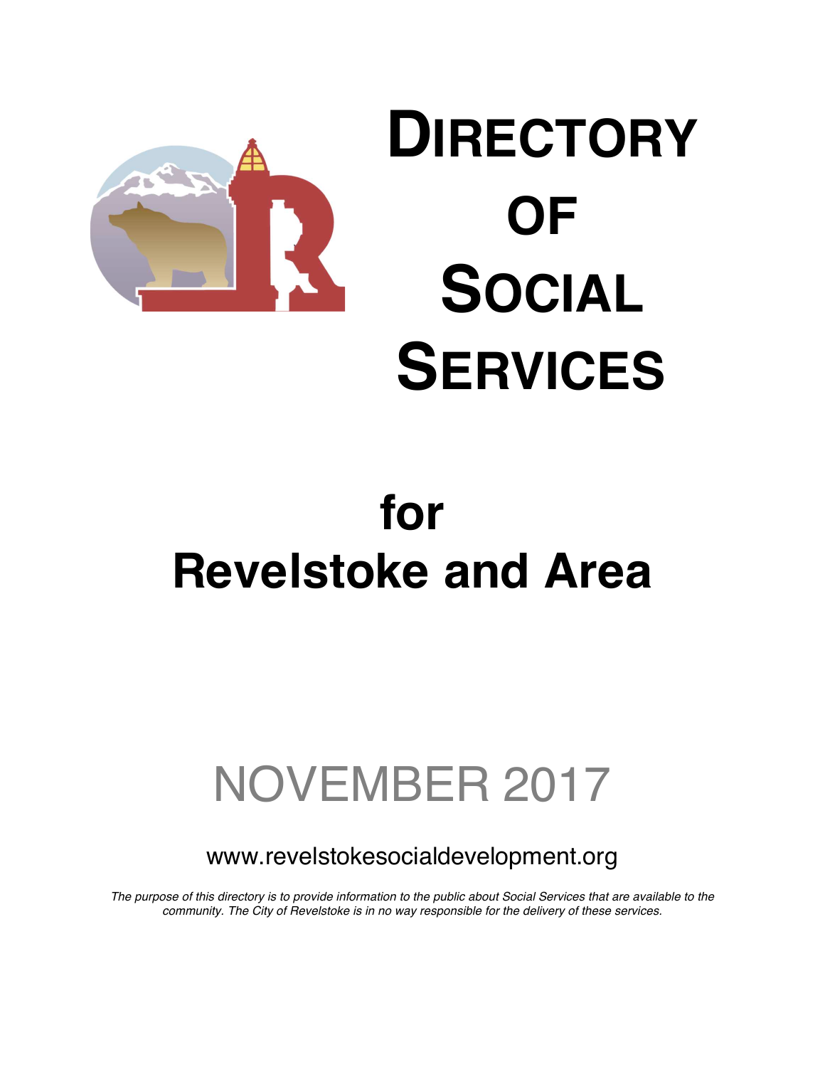# DIRECTORY OF SOCIAL SERVICES

## for Revelstoke and Area

NOVEMBER 2017

www.revelstokesocialdevelopment.org

*The purpose of this directory is to provide information to the public about Social Services that are available to the community. The City of Revelstoke is in no way responsible for the delivery of these services.*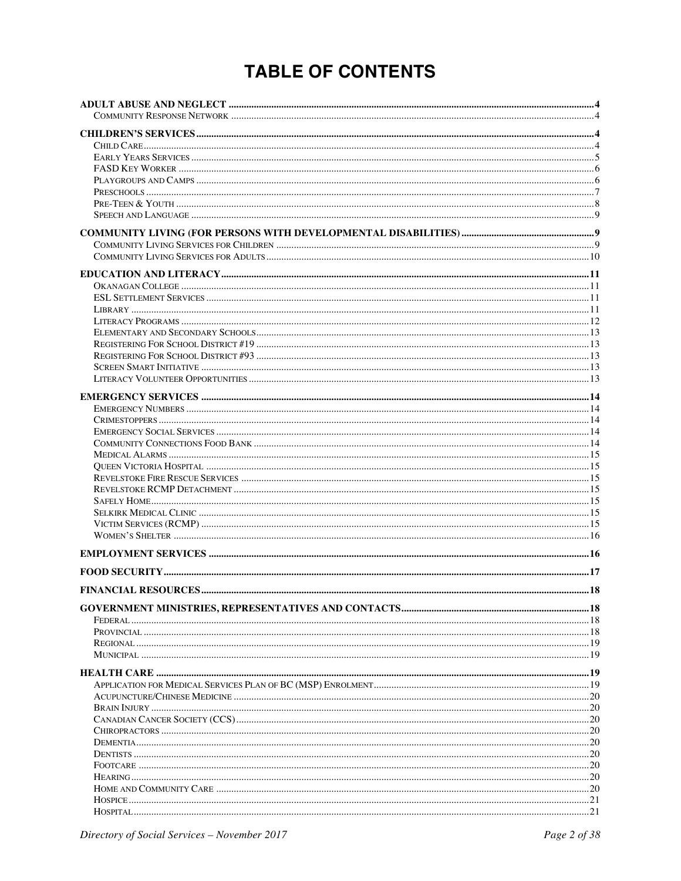# TABLE OF CONTENTS

**ADULT ABUSE AND NEGLECT** ........ 4
- Community Response Network ........ 4

**CHILDREN'S SERVICES** ........ 4
- Child Care ........ 4
- Early Years Services ........ 5
- FASD Key Worker ........ 6
- Playgroups and Camps ........ 6
- Preschools ........ 7
- Pre-Teen & Youth ........ 8
- Speech and Language ........ 9

**COMMUNITY LIVING (FOR PERSONS WITH DEVELOPMENTAL DISABILITIES)** ........ 9
- Community Living Services for Children ........ 9
- Community Living Services for Adults ........ 10

**EDUCATION AND LITERACY** ........ 11
- Okanagan College ........ 11
- ESL Settlement Services ........ 11
- Library ........ 11
- Literacy Programs ........ 12
- Elementary and Secondary Schools ........ 13
- Registering For School District #19 ........ 13
- Registering For School District #93 ........ 13
- Screen Smart Initiative ........ 13
- Literacy Volunteer Opportunities ........ 13

**EMERGENCY SERVICES** ........ 14
- Emergency Numbers ........ 14
- Crimestoppers ........ 14
- Emergency Social Services ........ 14
- Community Connections Food Bank ........ 14
- Medical Alarms ........ 15
- Queen Victoria Hospital ........ 15
- Revelstoke Fire Rescue Services ........ 15
- Revelstoke RCMP Detachment ........ 15
- Safely Home ........ 15
- Selkirk Medical Clinic ........ 15
- Victim Services (RCMP) ........ 15
- Women's Shelter ........ 16

**EMPLOYMENT SERVICES** ........ 16

**FOOD SECURITY** ........ 17

**FINANCIAL RESOURCES** ........ 18

**GOVERNMENT MINISTRIES, REPRESENTATIVES AND CONTACTS** ........ 18
- Federal ........ 18
- Provincial ........ 18
- Regional ........ 19
- Municipal ........ 19

**HEALTH CARE** ........ 19
- Application for Medical Services Plan of BC (MSP) Enrolment ........ 19
- Acupuncture/Chinese Medicine ........ 20
- Brain Injury ........ 20
- Canadian Cancer Society (CCS) ........ 20
- Chiropractors ........ 20
- Dementia ........ 20
- Dentists ........ 20
- Footcare ........ 20
- Hearing ........ 20
- Home and Community Care ........ 20
- Hospice ........ 21
- Hospital ........ 21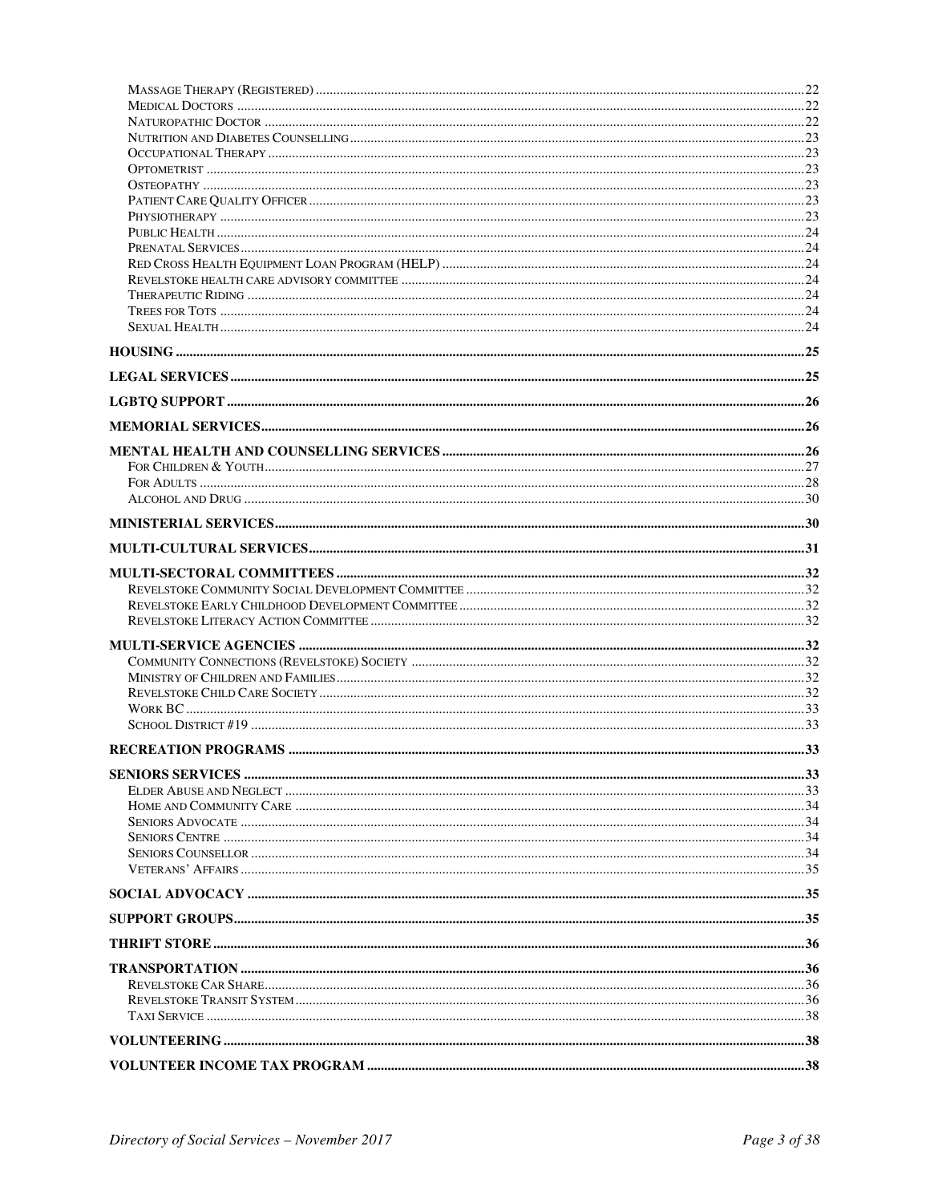Massage Therapy (Registered) ........ 22
Medical Doctors ........ 22
Naturopathic Doctor ........ 22
Nutrition and Diabetes Counselling ........ 23
Occupational Therapy ........ 23
Optometrist ........ 23
Osteopathy ........ 23
Patient Care Quality Officer ........ 23
Physiotherapy ........ 23
Public Health ........ 24
Prenatal Services ........ 24
Red Cross Health Equipment Loan Program (HELP) ........ 24
Revelstoke health care advisory committee ........ 24
Therapeutic Riding ........ 24
Trees for Tots ........ 24
Sexual Health ........ 24

**HOUSING ........ 25**

**LEGAL SERVICES ........ 25**

**LGBTQ SUPPORT ........ 26**

**MEMORIAL SERVICES ........ 26**

**MENTAL HEALTH AND COUNSELLING SERVICES ........ 26**

For Children & Youth ........ 27
For Adults ........ 28
Alcohol and Drug ........ 30

**MINISTERIAL SERVICES ........ 30**

**MULTI-CULTURAL SERVICES ........ 31**

**MULTI-SECTORAL COMMITTEES ........ 32**

Revelstoke Community Social Development Committee ........ 32
Revelstoke Early Childhood Development Committee ........ 32
Revelstoke Literacy Action Committee ........ 32

**MULTI-SERVICE AGENCIES ........ 32**

Community Connections (Revelstoke) Society ........ 32
Ministry of Children and Families ........ 32
Revelstoke Child Care Society ........ 32
Work BC ........ 33
School District #19 ........ 33

**RECREATION PROGRAMS ........ 33**

**SENIORS SERVICES ........ 33**

Elder Abuse and Neglect ........ 33
Home and Community Care ........ 34
Seniors Advocate ........ 34
Seniors Centre ........ 34
Seniors Counsellor ........ 34
Veterans' Affairs ........ 35

**SOCIAL ADVOCACY ........ 35**

**SUPPORT GROUPS ........ 35**

**THRIFT STORE ........ 36**

**TRANSPORTATION ........ 36**

Revelstoke Car Share ........ 36
Revelstoke Transit System ........ 36
Taxi Service ........ 38

**VOLUNTEERING ........ 38**

**VOLUNTEER INCOME TAX PROGRAM ........ 38**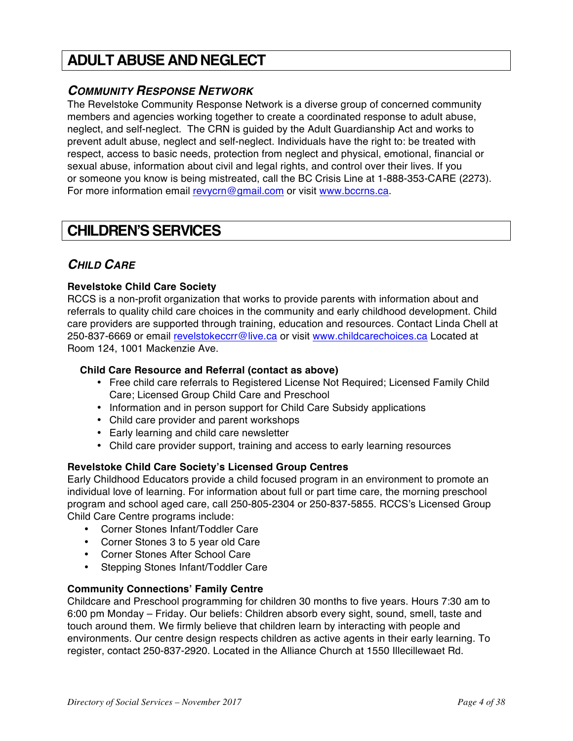# ADULT ABUSE AND NEGLECT

## *COMMUNITY RESPONSE NETWORK*

The Revelstoke Community Response Network is a diverse group of concerned community members and agencies working together to create a coordinated response to adult abuse, neglect, and self-neglect. The CRN is guided by the Adult Guardianship Act and works to prevent adult abuse, neglect and self-neglect. Individuals have the right to: be treated with respect, access to basic needs, protection from neglect and physical, emotional, financial or sexual abuse, information about civil and legal rights, and control over their lives. If you or someone you know is being mistreated, call the BC Crisis Line at 1-888-353-CARE (2273). For more information email revycrn@gmail.com or visit www.bccrns.ca.

# CHILDREN'S SERVICES

## *CHILD CARE*

**Revelstoke Child Care Society**

RCCS is a non-profit organization that works to provide parents with information about and referrals to quality child care choices in the community and early childhood development. Child care providers are supported through training, education and resources. Contact Linda Chell at 250-837-6669 or email revelstokeccrr@live.ca or visit www.childcarechoices.ca Located at Room 124, 1001 Mackenzie Ave.

**Child Care Resource and Referral (contact as above)**

- Free child care referrals to Registered License Not Required; Licensed Family Child Care; Licensed Group Child Care and Preschool
- Information and in person support for Child Care Subsidy applications
- Child care provider and parent workshops
- Early learning and child care newsletter
- Child care provider support, training and access to early learning resources

**Revelstoke Child Care Society's Licensed Group Centres**

Early Childhood Educators provide a child focused program in an environment to promote an individual love of learning. For information about full or part time care, the morning preschool program and school aged care, call 250-805-2304 or 250-837-5855. RCCS's Licensed Group Child Care Centre programs include:

- Corner Stones Infant/Toddler Care
- Corner Stones 3 to 5 year old Care
- Corner Stones After School Care
- Stepping Stones Infant/Toddler Care

**Community Connections' Family Centre**

Childcare and Preschool programming for children 30 months to five years. Hours 7:30 am to 6:00 pm Monday – Friday. Our beliefs: Children absorb every sight, sound, smell, taste and touch around them. We firmly believe that children learn by interacting with people and environments. Our centre design respects children as active agents in their early learning. To register, contact 250-837-2920. Located in the Alliance Church at 1550 Illecillewaet Rd.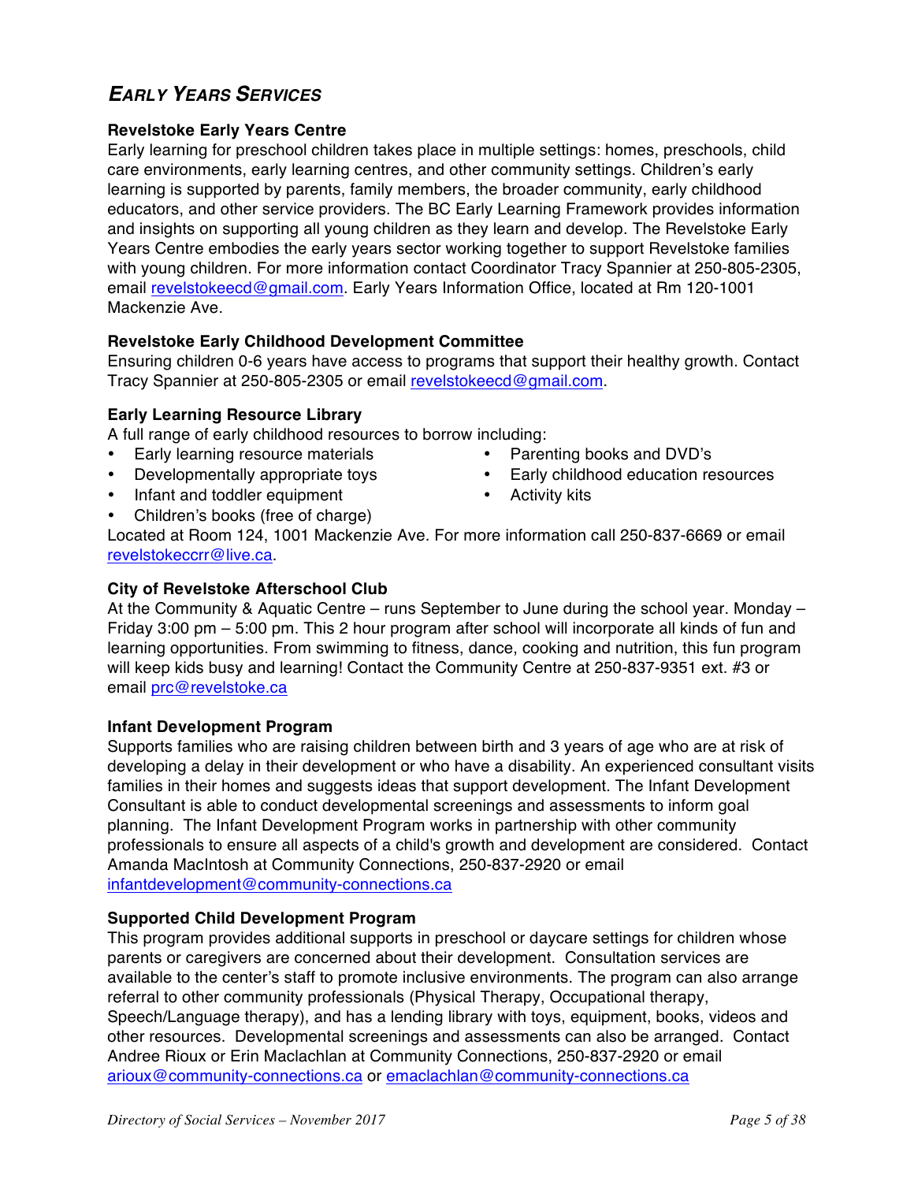## *EARLY YEARS SERVICES*

**Revelstoke Early Years Centre**

Early learning for preschool children takes place in multiple settings: homes, preschools, child care environments, early learning centres, and other community settings. Children's early learning is supported by parents, family members, the broader community, early childhood educators, and other service providers. The BC Early Learning Framework provides information and insights on supporting all young children as they learn and develop. The Revelstoke Early Years Centre embodies the early years sector working together to support Revelstoke families with young children. For more information contact Coordinator Tracy Spannier at 250-805-2305, email revelstokeecd@gmail.com. Early Years Information Office, located at Rm 120-1001 Mackenzie Ave.

**Revelstoke Early Childhood Development Committee**

Ensuring children 0-6 years have access to programs that support their healthy growth. Contact Tracy Spannier at 250-805-2305 or email revelstokeecd@gmail.com.

**Early Learning Resource Library**

A full range of early childhood resources to borrow including:

- Early learning resource materials
- Developmentally appropriate toys
- Infant and toddler equipment
- Children's books (free of charge)
- Parenting books and DVD's
- Early childhood education resources
- Activity kits

Located at Room 124, 1001 Mackenzie Ave. For more information call 250-837-6669 or email revelstokeccrr@live.ca.

**City of Revelstoke Afterschool Club**

At the Community & Aquatic Centre – runs September to June during the school year. Monday – Friday 3:00 pm – 5:00 pm. This 2 hour program after school will incorporate all kinds of fun and learning opportunities. From swimming to fitness, dance, cooking and nutrition, this fun program will keep kids busy and learning! Contact the Community Centre at 250-837-9351 ext. #3 or email prc@revelstoke.ca

**Infant Development Program**

Supports families who are raising children between birth and 3 years of age who are at risk of developing a delay in their development or who have a disability. An experienced consultant visits families in their homes and suggests ideas that support development. The Infant Development Consultant is able to conduct developmental screenings and assessments to inform goal planning. The Infant Development Program works in partnership with other community professionals to ensure all aspects of a child's growth and development are considered. Contact Amanda MacIntosh at Community Connections, 250-837-2920 or email infantdevelopment@community-connections.ca

**Supported Child Development Program**

This program provides additional supports in preschool or daycare settings for children whose parents or caregivers are concerned about their development. Consultation services are available to the center's staff to promote inclusive environments. The program can also arrange referral to other community professionals (Physical Therapy, Occupational therapy, Speech/Language therapy), and has a lending library with toys, equipment, books, videos and other resources. Developmental screenings and assessments can also be arranged. Contact Andree Rioux or Erin Maclachlan at Community Connections, 250-837-2920 or email arioux@community-connections.ca or emaclachlan@community-connections.ca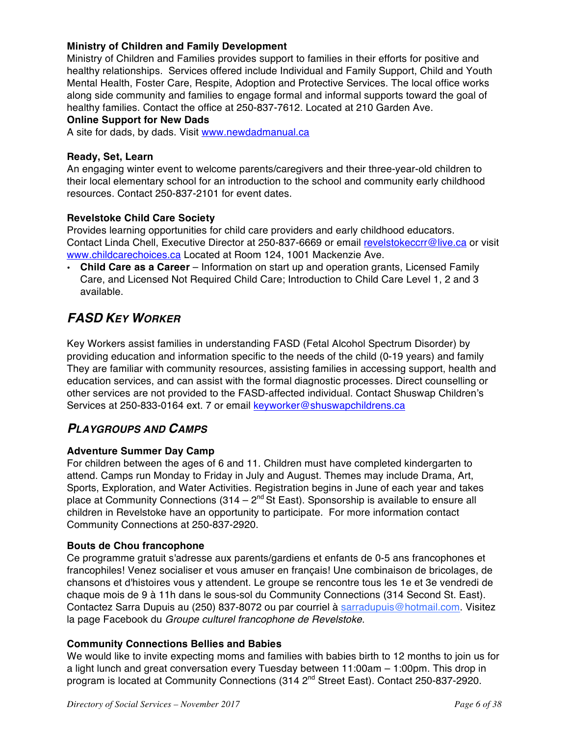**Ministry of Children and Family Development**
Ministry of Children and Families provides support to families in their efforts for positive and healthy relationships. Services offered include Individual and Family Support, Child and Youth Mental Health, Foster Care, Respite, Adoption and Protective Services. The local office works along side community and families to engage formal and informal supports toward the goal of healthy families. Contact the office at 250-837-7612. Located at 210 Garden Ave.

**Online Support for New Dads**
A site for dads, by dads. Visit www.newdadmanual.ca

**Ready, Set, Learn**
An engaging winter event to welcome parents/caregivers and their three-year-old children to their local elementary school for an introduction to the school and community early childhood resources. Contact 250-837-2101 for event dates.

**Revelstoke Child Care Society**
Provides learning opportunities for child care providers and early childhood educators. Contact Linda Chell, Executive Director at 250-837-6669 or email revelstokeccrr@live.ca or visit www.childcarechoices.ca Located at Room 124, 1001 Mackenzie Ave.

- **Child Care as a Career** – Information on start up and operation grants, Licensed Family Care, and Licensed Not Required Child Care; Introduction to Child Care Level 1, 2 and 3 available.

## *FASD KEY WORKER*

Key Workers assist families in understanding FASD (Fetal Alcohol Spectrum Disorder) by providing education and information specific to the needs of the child (0-19 years) and family They are familiar with community resources, assisting families in accessing support, health and education services, and can assist with the formal diagnostic processes. Direct counselling or other services are not provided to the FASD-affected individual. Contact Shuswap Children's Services at 250-833-0164 ext. 7 or email keyworker@shuswapchildrens.ca

## *PLAYGROUPS AND CAMPS*

**Adventure Summer Day Camp**
For children between the ages of 6 and 11. Children must have completed kindergarten to attend. Camps run Monday to Friday in July and August. Themes may include Drama, Art, Sports, Exploration, and Water Activities. Registration begins in June of each year and takes place at Community Connections (314 – 2nd St East). Sponsorship is available to ensure all children in Revelstoke have an opportunity to participate. For more information contact Community Connections at 250-837-2920.

**Bouts de Chou francophone**
Ce programme gratuit s'adresse aux parents/gardiens et enfants de 0-5 ans francophones et francophiles! Venez socialiser et vous amuser en français! Une combinaison de bricolages, de chansons et d'histoires vous y attendent. Le groupe se rencontre tous les 1e et 3e vendredi de chaque mois de 9 à 11h dans le sous-sol du Community Connections (314 Second St. East). Contactez Sarra Dupuis au (250) 837-8072 ou par courriel à sarradupuis@hotmail.com. Visitez la page Facebook du *Groupe culturel francophone de Revelstoke.*

**Community Connections Bellies and Babies**
We would like to invite expecting moms and families with babies birth to 12 months to join us for a light lunch and great conversation every Tuesday between 11:00am – 1:00pm. This drop in program is located at Community Connections (314 2nd Street East). Contact 250-837-2920.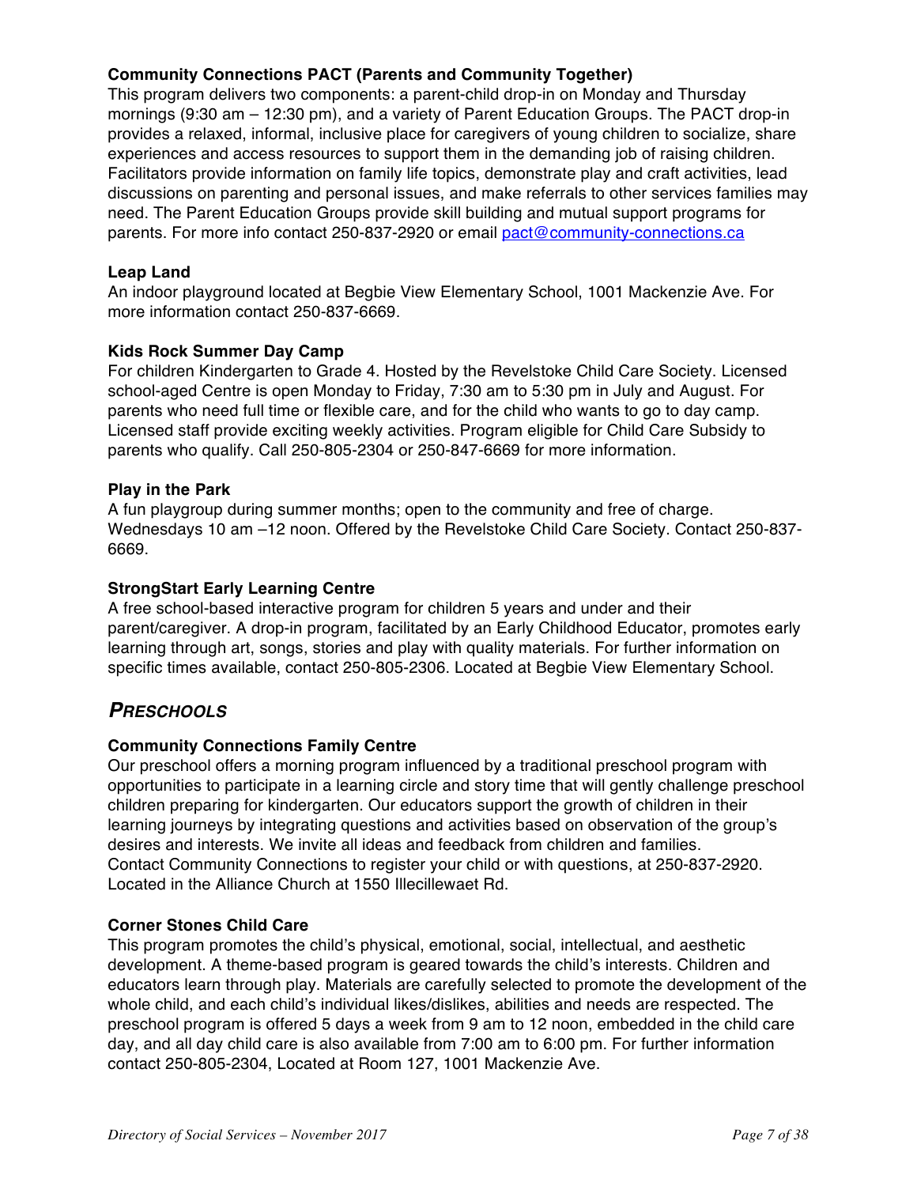**Community Connections PACT (Parents and Community Together)**

This program delivers two components: a parent-child drop-in on Monday and Thursday mornings (9:30 am – 12:30 pm), and a variety of Parent Education Groups. The PACT drop-in provides a relaxed, informal, inclusive place for caregivers of young children to socialize, share experiences and access resources to support them in the demanding job of raising children. Facilitators provide information on family life topics, demonstrate play and craft activities, lead discussions on parenting and personal issues, and make referrals to other services families may need. The Parent Education Groups provide skill building and mutual support programs for parents. For more info contact 250-837-2920 or email pact@community-connections.ca

**Leap Land**

An indoor playground located at Begbie View Elementary School, 1001 Mackenzie Ave. For more information contact 250-837-6669.

**Kids Rock Summer Day Camp**

For children Kindergarten to Grade 4. Hosted by the Revelstoke Child Care Society. Licensed school-aged Centre is open Monday to Friday, 7:30 am to 5:30 pm in July and August. For parents who need full time or flexible care, and for the child who wants to go to day camp. Licensed staff provide exciting weekly activities. Program eligible for Child Care Subsidy to parents who qualify. Call 250-805-2304 or 250-847-6669 for more information.

**Play in the Park**

A fun playgroup during summer months; open to the community and free of charge. Wednesdays 10 am –12 noon. Offered by the Revelstoke Child Care Society. Contact 250-837-6669.

**StrongStart Early Learning Centre**

A free school-based interactive program for children 5 years and under and their parent/caregiver. A drop-in program, facilitated by an Early Childhood Educator, promotes early learning through art, songs, stories and play with quality materials. For further information on specific times available, contact 250-805-2306. Located at Begbie View Elementary School.

## *PRESCHOOLS*

**Community Connections Family Centre**

Our preschool offers a morning program influenced by a traditional preschool program with opportunities to participate in a learning circle and story time that will gently challenge preschool children preparing for kindergarten. Our educators support the growth of children in their learning journeys by integrating questions and activities based on observation of the group's desires and interests. We invite all ideas and feedback from children and families.
Contact Community Connections to register your child or with questions, at 250-837-2920. Located in the Alliance Church at 1550 Illecillewaet Rd.

**Corner Stones Child Care**

This program promotes the child's physical, emotional, social, intellectual, and aesthetic development. A theme-based program is geared towards the child's interests. Children and educators learn through play. Materials are carefully selected to promote the development of the whole child, and each child's individual likes/dislikes, abilities and needs are respected. The preschool program is offered 5 days a week from 9 am to 12 noon, embedded in the child care day, and all day child care is also available from 7:00 am to 6:00 pm. For further information contact 250-805-2304, Located at Room 127, 1001 Mackenzie Ave.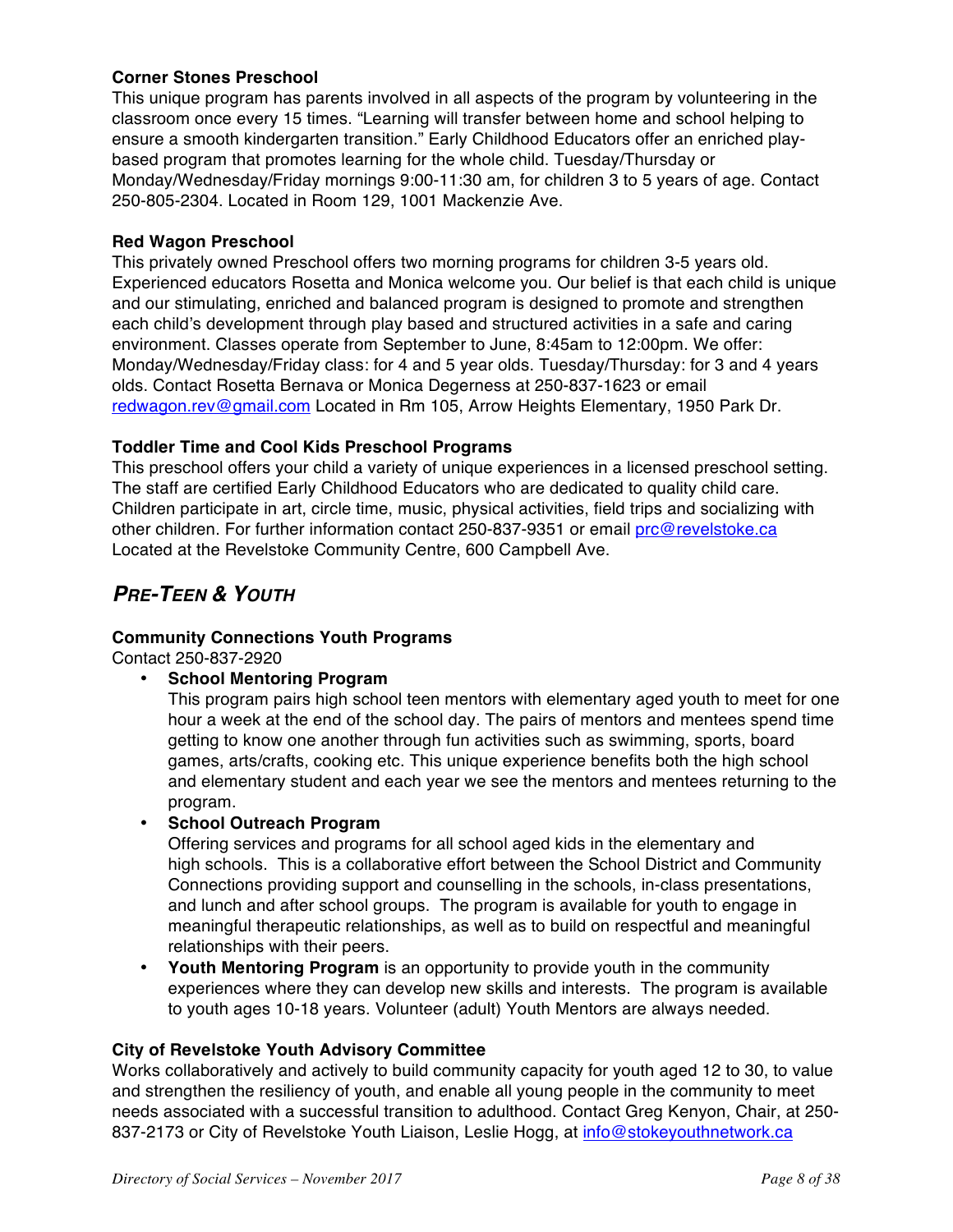**Corner Stones Preschool**

This unique program has parents involved in all aspects of the program by volunteering in the classroom once every 15 times. "Learning will transfer between home and school helping to ensure a smooth kindergarten transition." Early Childhood Educators offer an enriched play-based program that promotes learning for the whole child. Tuesday/Thursday or Monday/Wednesday/Friday mornings 9:00-11:30 am, for children 3 to 5 years of age. Contact 250-805-2304. Located in Room 129, 1001 Mackenzie Ave.

**Red Wagon Preschool**

This privately owned Preschool offers two morning programs for children 3-5 years old. Experienced educators Rosetta and Monica welcome you. Our belief is that each child is unique and our stimulating, enriched and balanced program is designed to promote and strengthen each child's development through play based and structured activities in a safe and caring environment. Classes operate from September to June, 8:45am to 12:00pm. We offer: Monday/Wednesday/Friday class: for 4 and 5 year olds. Tuesday/Thursday: for 3 and 4 years olds. Contact Rosetta Bernava or Monica Degerness at 250-837-1623 or email redwagon.rev@gmail.com Located in Rm 105, Arrow Heights Elementary, 1950 Park Dr.

**Toddler Time and Cool Kids Preschool Programs**

This preschool offers your child a variety of unique experiences in a licensed preschool setting. The staff are certified Early Childhood Educators who are dedicated to quality child care. Children participate in art, circle time, music, physical activities, field trips and socializing with other children. For further information contact 250-837-9351 or email prc@revelstoke.ca Located at the Revelstoke Community Centre, 600 Campbell Ave.

## *PRE-TEEN & YOUTH*

**Community Connections Youth Programs**

Contact 250-837-2920

- **School Mentoring Program**
  This program pairs high school teen mentors with elementary aged youth to meet for one hour a week at the end of the school day. The pairs of mentors and mentees spend time getting to know one another through fun activities such as swimming, sports, board games, arts/crafts, cooking etc. This unique experience benefits both the high school and elementary student and each year we see the mentors and mentees returning to the program.
- **School Outreach Program**
  Offering services and programs for all school aged kids in the elementary and high schools. This is a collaborative effort between the School District and Community Connections providing support and counselling in the schools, in-class presentations, and lunch and after school groups. The program is available for youth to engage in meaningful therapeutic relationships, as well as to build on respectful and meaningful relationships with their peers.
- **Youth Mentoring Program** is an opportunity to provide youth in the community experiences where they can develop new skills and interests. The program is available to youth ages 10-18 years. Volunteer (adult) Youth Mentors are always needed.

**City of Revelstoke Youth Advisory Committee**

Works collaboratively and actively to build community capacity for youth aged 12 to 30, to value and strengthen the resiliency of youth, and enable all young people in the community to meet needs associated with a successful transition to adulthood. Contact Greg Kenyon, Chair, at 250-837-2173 or City of Revelstoke Youth Liaison, Leslie Hogg, at info@stokeyouthnetwork.ca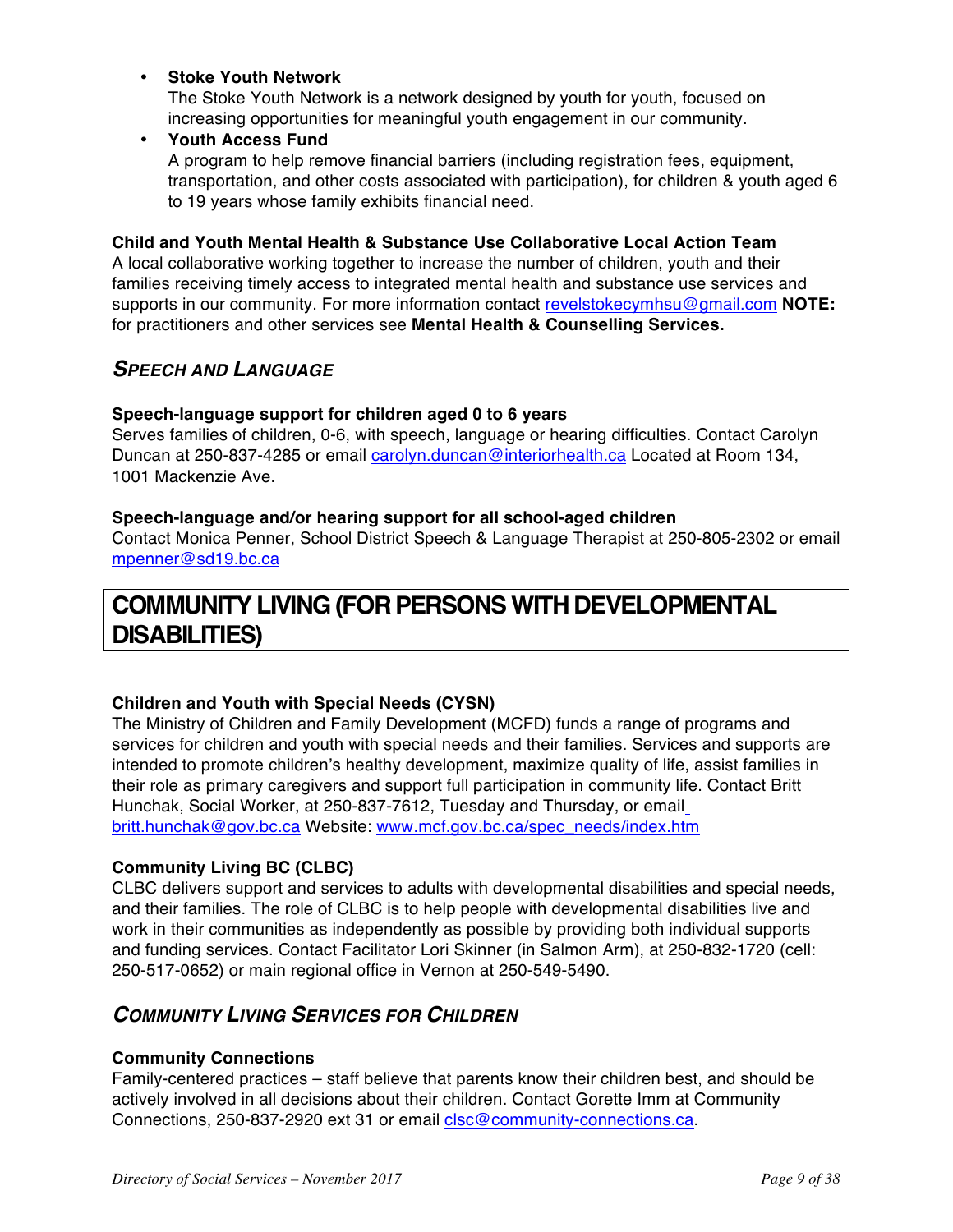- **Stoke Youth Network**
  The Stoke Youth Network is a network designed by youth for youth, focused on increasing opportunities for meaningful youth engagement in our community.
- **Youth Access Fund**
  A program to help remove financial barriers (including registration fees, equipment, transportation, and other costs associated with participation), for children & youth aged 6 to 19 years whose family exhibits financial need.

**Child and Youth Mental Health & Substance Use Collaborative Local Action Team**
A local collaborative working together to increase the number of children, youth and their families receiving timely access to integrated mental health and substance use services and supports in our community. For more information contact revelstokecymhsu@gmail.com **NOTE:** for practitioners and other services see **Mental Health & Counselling Services.**

## *Speech and Language*

**Speech-language support for children aged 0 to 6 years**
Serves families of children, 0-6, with speech, language or hearing difficulties. Contact Carolyn Duncan at 250-837-4285 or email carolyn.duncan@interiorhealth.ca Located at Room 134, 1001 Mackenzie Ave.

**Speech-language and/or hearing support for all school-aged children**
Contact Monica Penner, School District Speech & Language Therapist at 250-805-2302 or email mpenner@sd19.bc.ca

# COMMUNITY LIVING (FOR PERSONS WITH DEVELOPMENTAL DISABILITIES)

**Children and Youth with Special Needs (CYSN)**
The Ministry of Children and Family Development (MCFD) funds a range of programs and services for children and youth with special needs and their families. Services and supports are intended to promote children's healthy development, maximize quality of life, assist families in their role as primary caregivers and support full participation in community life. Contact Britt Hunchak, Social Worker, at 250-837-7612, Tuesday and Thursday, or email britt.hunchak@gov.bc.ca Website: www.mcf.gov.bc.ca/spec_needs/index.htm

**Community Living BC (CLBC)**
CLBC delivers support and services to adults with developmental disabilities and special needs, and their families. The role of CLBC is to help people with developmental disabilities live and work in their communities as independently as possible by providing both individual supports and funding services. Contact Facilitator Lori Skinner (in Salmon Arm), at 250-832-1720 (cell: 250-517-0652) or main regional office in Vernon at 250-549-5490.

## *Community Living Services for Children*

**Community Connections**
Family-centered practices – staff believe that parents know their children best, and should be actively involved in all decisions about their children. Contact Gorette Imm at Community Connections, 250-837-2920 ext 31 or email clsc@community-connections.ca.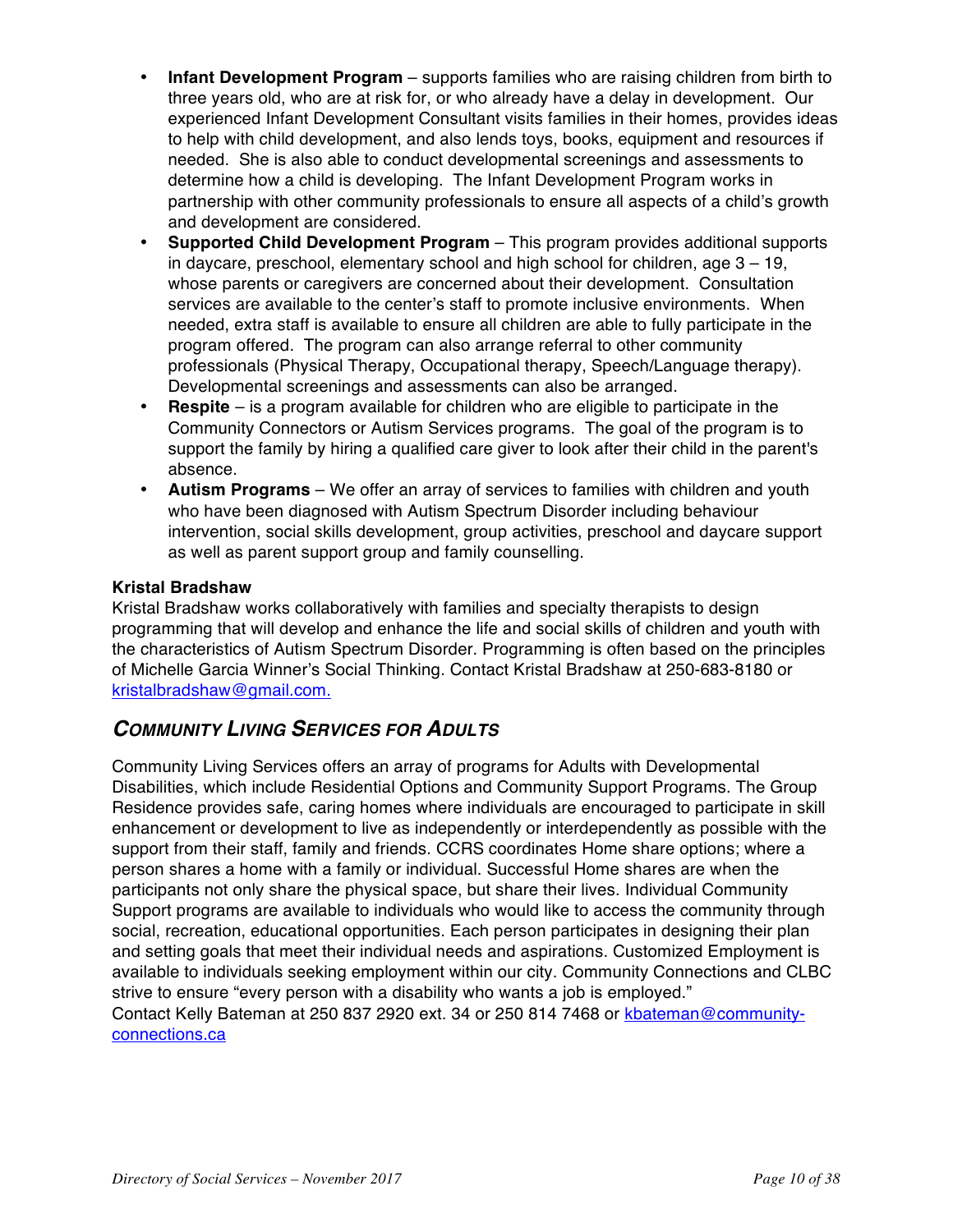- **Infant Development Program** – supports families who are raising children from birth to three years old, who are at risk for, or who already have a delay in development. Our experienced Infant Development Consultant visits families in their homes, provides ideas to help with child development, and also lends toys, books, equipment and resources if needed. She is also able to conduct developmental screenings and assessments to determine how a child is developing. The Infant Development Program works in partnership with other community professionals to ensure all aspects of a child's growth and development are considered.
- **Supported Child Development Program** – This program provides additional supports in daycare, preschool, elementary school and high school for children, age 3 – 19, whose parents or caregivers are concerned about their development. Consultation services are available to the center's staff to promote inclusive environments. When needed, extra staff is available to ensure all children are able to fully participate in the program offered. The program can also arrange referral to other community professionals (Physical Therapy, Occupational therapy, Speech/Language therapy). Developmental screenings and assessments can also be arranged.
- **Respite** – is a program available for children who are eligible to participate in the Community Connectors or Autism Services programs. The goal of the program is to support the family by hiring a qualified care giver to look after their child in the parent's absence.
- **Autism Programs** – We offer an array of services to families with children and youth who have been diagnosed with Autism Spectrum Disorder including behaviour intervention, social skills development, group activities, preschool and daycare support as well as parent support group and family counselling.

**Kristal Bradshaw**
Kristal Bradshaw works collaboratively with families and specialty therapists to design programming that will develop and enhance the life and social skills of children and youth with the characteristics of Autism Spectrum Disorder. Programming is often based on the principles of Michelle Garcia Winner's Social Thinking. Contact Kristal Bradshaw at 250-683-8180 or kristalbradshaw@gmail.com.

## *Community Living Services for Adults*

Community Living Services offers an array of programs for Adults with Developmental Disabilities, which include Residential Options and Community Support Programs. The Group Residence provides safe, caring homes where individuals are encouraged to participate in skill enhancement or development to live as independently or interdependently as possible with the support from their staff, family and friends. CCRS coordinates Home share options; where a person shares a home with a family or individual. Successful Home shares are when the participants not only share the physical space, but share their lives. Individual Community Support programs are available to individuals who would like to access the community through social, recreation, educational opportunities. Each person participates in designing their plan and setting goals that meet their individual needs and aspirations. Customized Employment is available to individuals seeking employment within our city. Community Connections and CLBC strive to ensure "every person with a disability who wants a job is employed."
Contact Kelly Bateman at 250 837 2920 ext. 34 or 250 814 7468 or kbateman@community-connections.ca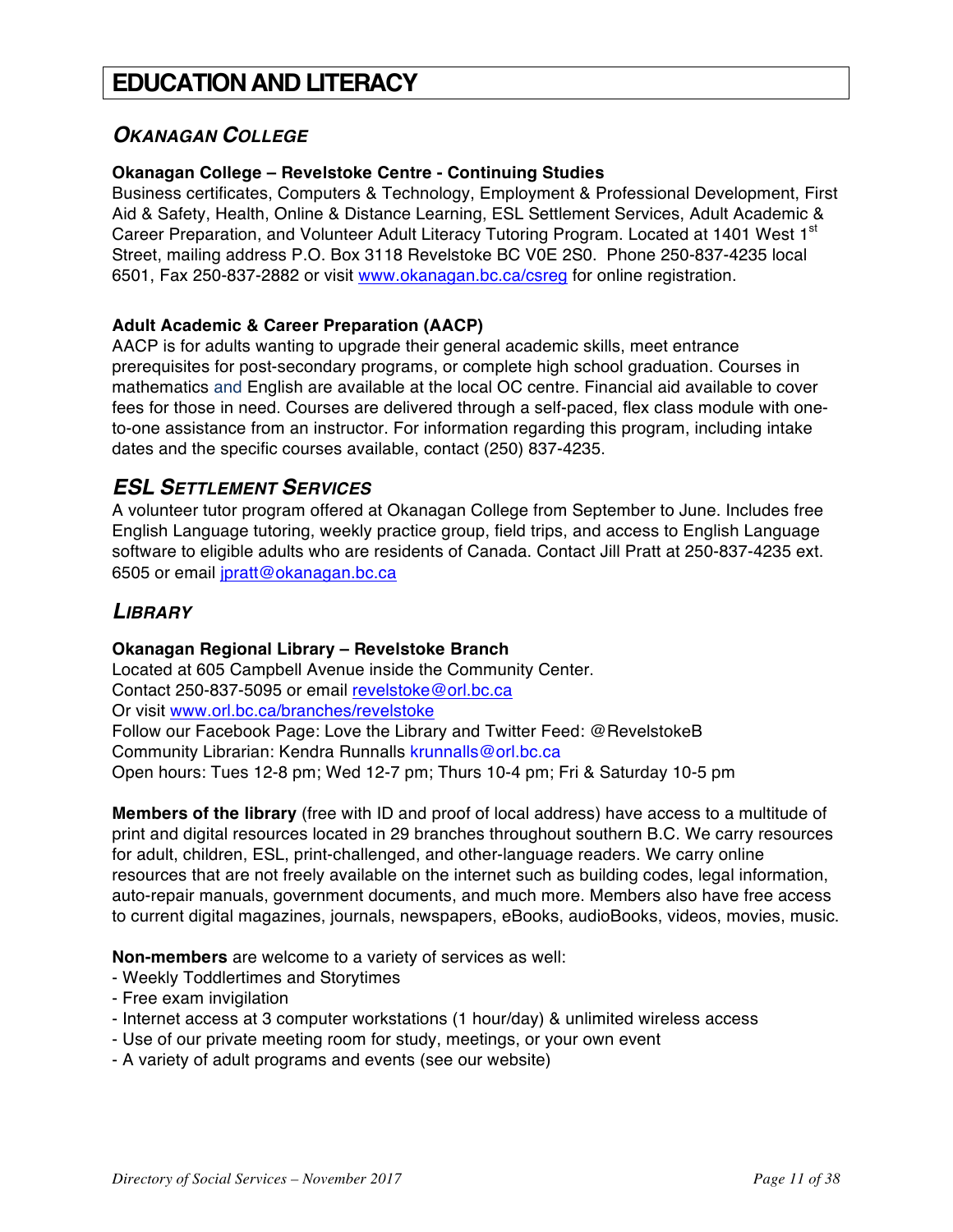# EDUCATION AND LITERACY

## *OKANAGAN COLLEGE*

**Okanagan College – Revelstoke Centre - Continuing Studies**

Business certificates, Computers & Technology, Employment & Professional Development, First Aid & Safety, Health, Online & Distance Learning, ESL Settlement Services, Adult Academic & Career Preparation, and Volunteer Adult Literacy Tutoring Program. Located at 1401 West 1st Street, mailing address P.O. Box 3118 Revelstoke BC V0E 2S0. Phone 250-837-4235 local 6501, Fax 250-837-2882 or visit www.okanagan.bc.ca/csreg for online registration.

**Adult Academic & Career Preparation (AACP)**

AACP is for adults wanting to upgrade their general academic skills, meet entrance prerequisites for post-secondary programs, or complete high school graduation. Courses in mathematics and English are available at the local OC centre. Financial aid available to cover fees for those in need. Courses are delivered through a self-paced, flex class module with one-to-one assistance from an instructor. For information regarding this program, including intake dates and the specific courses available, contact (250) 837-4235.

## *ESL SETTLEMENT SERVICES*

A volunteer tutor program offered at Okanagan College from September to June. Includes free English Language tutoring, weekly practice group, field trips, and access to English Language software to eligible adults who are residents of Canada. Contact Jill Pratt at 250-837-4235 ext. 6505 or email jpratt@okanagan.bc.ca

## *LIBRARY*

**Okanagan Regional Library – Revelstoke Branch**

Located at 605 Campbell Avenue inside the Community Center.
Contact 250-837-5095 or email revelstoke@orl.bc.ca
Or visit www.orl.bc.ca/branches/revelstoke
Follow our Facebook Page: Love the Library and Twitter Feed: @RevelstokeB
Community Librarian: Kendra Runnalls krunnalls@orl.bc.ca
Open hours: Tues 12-8 pm; Wed 12-7 pm; Thurs 10-4 pm; Fri & Saturday 10-5 pm

**Members of the library** (free with ID and proof of local address) have access to a multitude of print and digital resources located in 29 branches throughout southern B.C. We carry resources for adult, children, ESL, print-challenged, and other-language readers. We carry online resources that are not freely available on the internet such as building codes, legal information, auto-repair manuals, government documents, and much more. Members also have free access to current digital magazines, journals, newspapers, eBooks, audioBooks, videos, movies, music.

**Non-members** are welcome to a variety of services as well:

- Weekly Toddlertimes and Storytimes
- Free exam invigilation
- Internet access at 3 computer workstations (1 hour/day) & unlimited wireless access
- Use of our private meeting room for study, meetings, or your own event
- A variety of adult programs and events (see our website)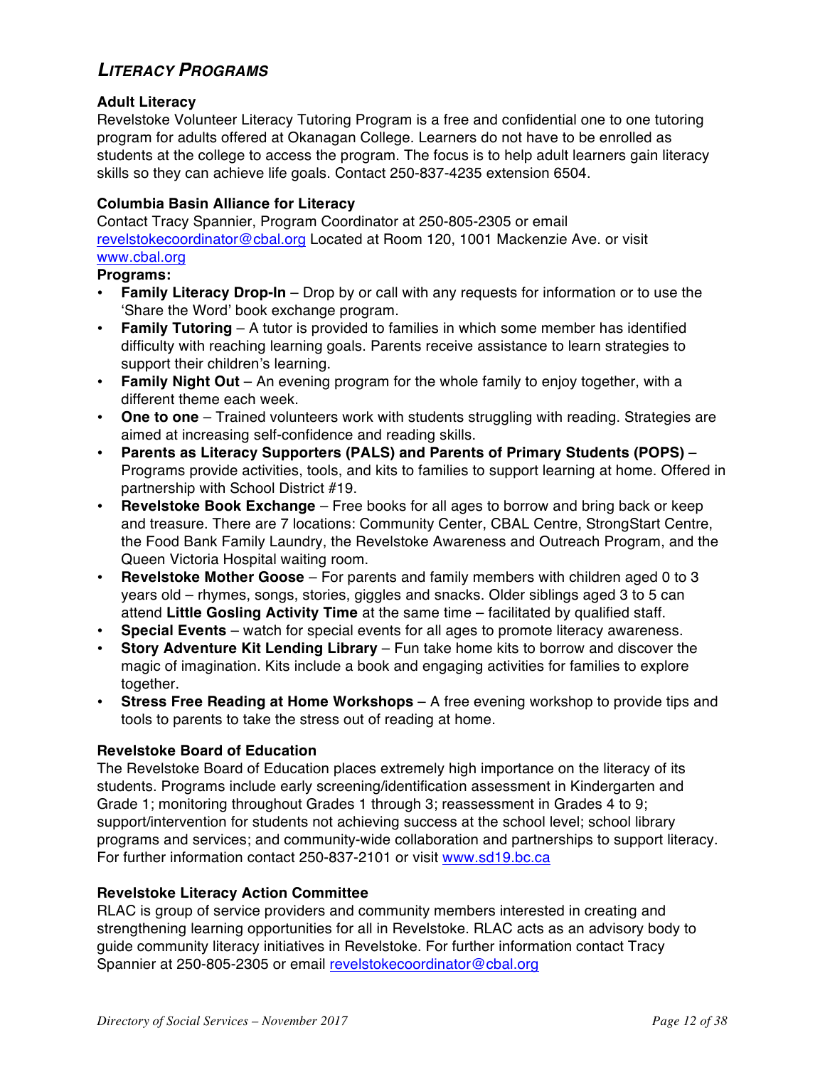## *LITERACY PROGRAMS*

**Adult Literacy**
Revelstoke Volunteer Literacy Tutoring Program is a free and confidential one to one tutoring program for adults offered at Okanagan College. Learners do not have to be enrolled as students at the college to access the program. The focus is to help adult learners gain literacy skills so they can achieve life goals. Contact 250-837-4235 extension 6504.

**Columbia Basin Alliance for Literacy**
Contact Tracy Spannier, Program Coordinator at 250-805-2305 or email revelstokecoordinator@cbal.org Located at Room 120, 1001 Mackenzie Ave. or visit www.cbal.org

**Programs:**

- **Family Literacy Drop-In** – Drop by or call with any requests for information or to use the 'Share the Word' book exchange program.
- **Family Tutoring** – A tutor is provided to families in which some member has identified difficulty with reaching learning goals. Parents receive assistance to learn strategies to support their children's learning.
- **Family Night Out** – An evening program for the whole family to enjoy together, with a different theme each week.
- **One to one** – Trained volunteers work with students struggling with reading. Strategies are aimed at increasing self-confidence and reading skills.
- **Parents as Literacy Supporters (PALS) and Parents of Primary Students (POPS)** – Programs provide activities, tools, and kits to families to support learning at home. Offered in partnership with School District #19.
- **Revelstoke Book Exchange** – Free books for all ages to borrow and bring back or keep and treasure. There are 7 locations: Community Center, CBAL Centre, StrongStart Centre, the Food Bank Family Laundry, the Revelstoke Awareness and Outreach Program, and the Queen Victoria Hospital waiting room.
- **Revelstoke Mother Goose** – For parents and family members with children aged 0 to 3 years old – rhymes, songs, stories, giggles and snacks. Older siblings aged 3 to 5 can attend **Little Gosling Activity Time** at the same time – facilitated by qualified staff.
- **Special Events** – watch for special events for all ages to promote literacy awareness.
- **Story Adventure Kit Lending Library** – Fun take home kits to borrow and discover the magic of imagination. Kits include a book and engaging activities for families to explore together.
- **Stress Free Reading at Home Workshops** – A free evening workshop to provide tips and tools to parents to take the stress out of reading at home.

**Revelstoke Board of Education**
The Revelstoke Board of Education places extremely high importance on the literacy of its students. Programs include early screening/identification assessment in Kindergarten and Grade 1; monitoring throughout Grades 1 through 3; reassessment in Grades 4 to 9; support/intervention for students not achieving success at the school level; school library programs and services; and community-wide collaboration and partnerships to support literacy. For further information contact 250-837-2101 or visit www.sd19.bc.ca

**Revelstoke Literacy Action Committee**
RLAC is group of service providers and community members interested in creating and strengthening learning opportunities for all in Revelstoke. RLAC acts as an advisory body to guide community literacy initiatives in Revelstoke. For further information contact Tracy Spannier at 250-805-2305 or email revelstokecoordinator@cbal.org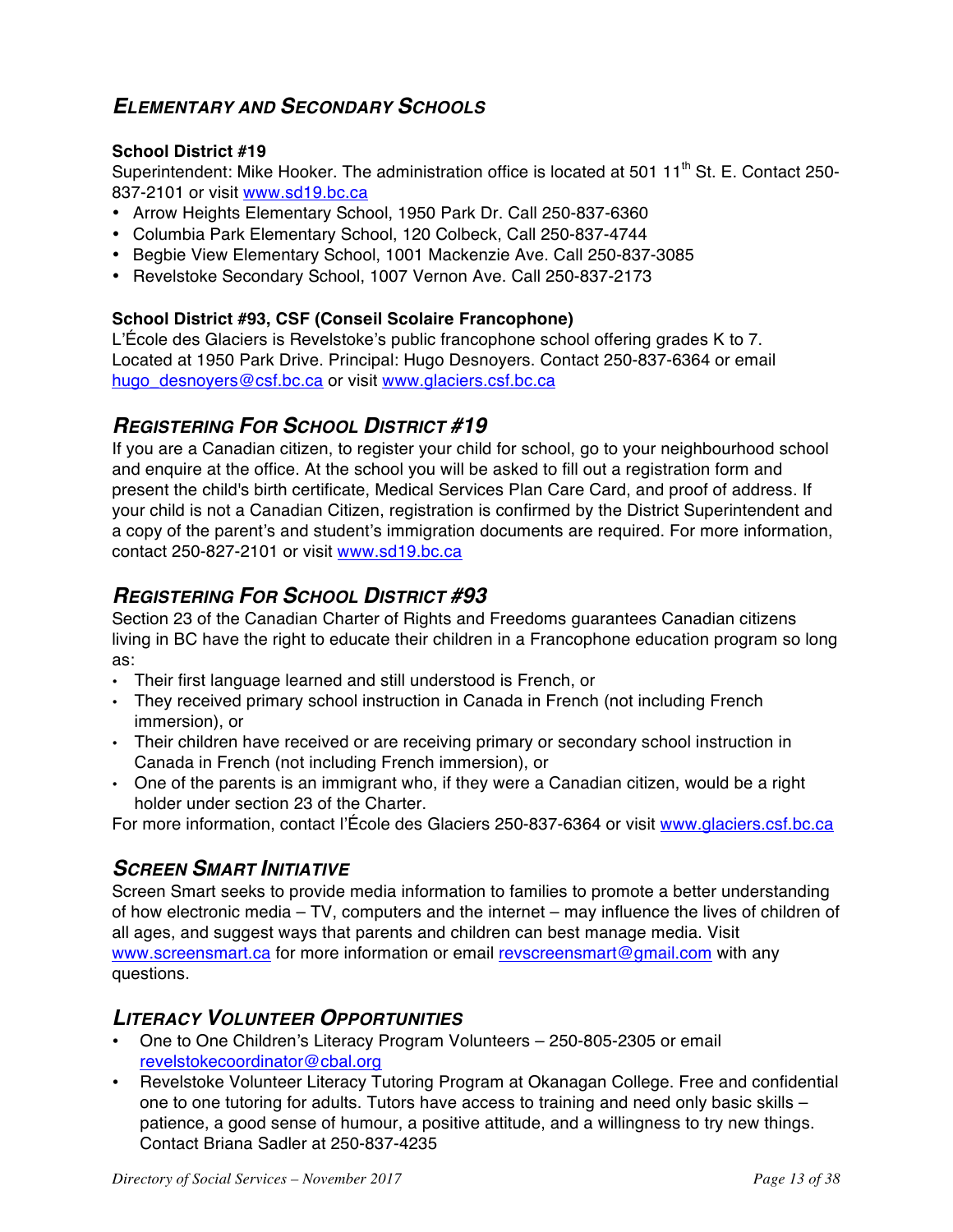## Elementary and Secondary Schools

**School District #19**

Superintendent: Mike Hooker. The administration office is located at 501 11th St. E. Contact 250-837-2101 or visit www.sd19.bc.ca

- Arrow Heights Elementary School, 1950 Park Dr. Call 250-837-6360
- Columbia Park Elementary School, 120 Colbeck, Call 250-837-4744
- Begbie View Elementary School, 1001 Mackenzie Ave. Call 250-837-3085
- Revelstoke Secondary School, 1007 Vernon Ave. Call 250-837-2173

**School District #93, CSF (Conseil Scolaire Francophone)**

L'École des Glaciers is Revelstoke's public francophone school offering grades K to 7. Located at 1950 Park Drive. Principal: Hugo Desnoyers. Contact 250-837-6364 or email hugo_desnoyers@csf.bc.ca or visit www.glaciers.csf.bc.ca

## Registering For School District #19

If you are a Canadian citizen, to register your child for school, go to your neighbourhood school and enquire at the office. At the school you will be asked to fill out a registration form and present the child's birth certificate, Medical Services Plan Care Card, and proof of address. If your child is not a Canadian Citizen, registration is confirmed by the District Superintendent and a copy of the parent's and student's immigration documents are required. For more information, contact 250-827-2101 or visit www.sd19.bc.ca

## Registering For School District #93

Section 23 of the Canadian Charter of Rights and Freedoms guarantees Canadian citizens living in BC have the right to educate their children in a Francophone education program so long as:

- Their first language learned and still understood is French, or
- They received primary school instruction in Canada in French (not including French immersion), or
- Their children have received or are receiving primary or secondary school instruction in Canada in French (not including French immersion), or
- One of the parents is an immigrant who, if they were a Canadian citizen, would be a right holder under section 23 of the Charter.

For more information, contact l'École des Glaciers 250-837-6364 or visit www.glaciers.csf.bc.ca

## Screen Smart Initiative

Screen Smart seeks to provide media information to families to promote a better understanding of how electronic media – TV, computers and the internet – may influence the lives of children of all ages, and suggest ways that parents and children can best manage media. Visit www.screensmart.ca for more information or email revscreensmart@gmail.com with any questions.

## Literacy Volunteer Opportunities

- One to One Children's Literacy Program Volunteers – 250-805-2305 or email revelstokecoordinator@cbal.org
- Revelstoke Volunteer Literacy Tutoring Program at Okanagan College. Free and confidential one to one tutoring for adults. Tutors have access to training and need only basic skills – patience, a good sense of humour, a positive attitude, and a willingness to try new things. Contact Briana Sadler at 250-837-4235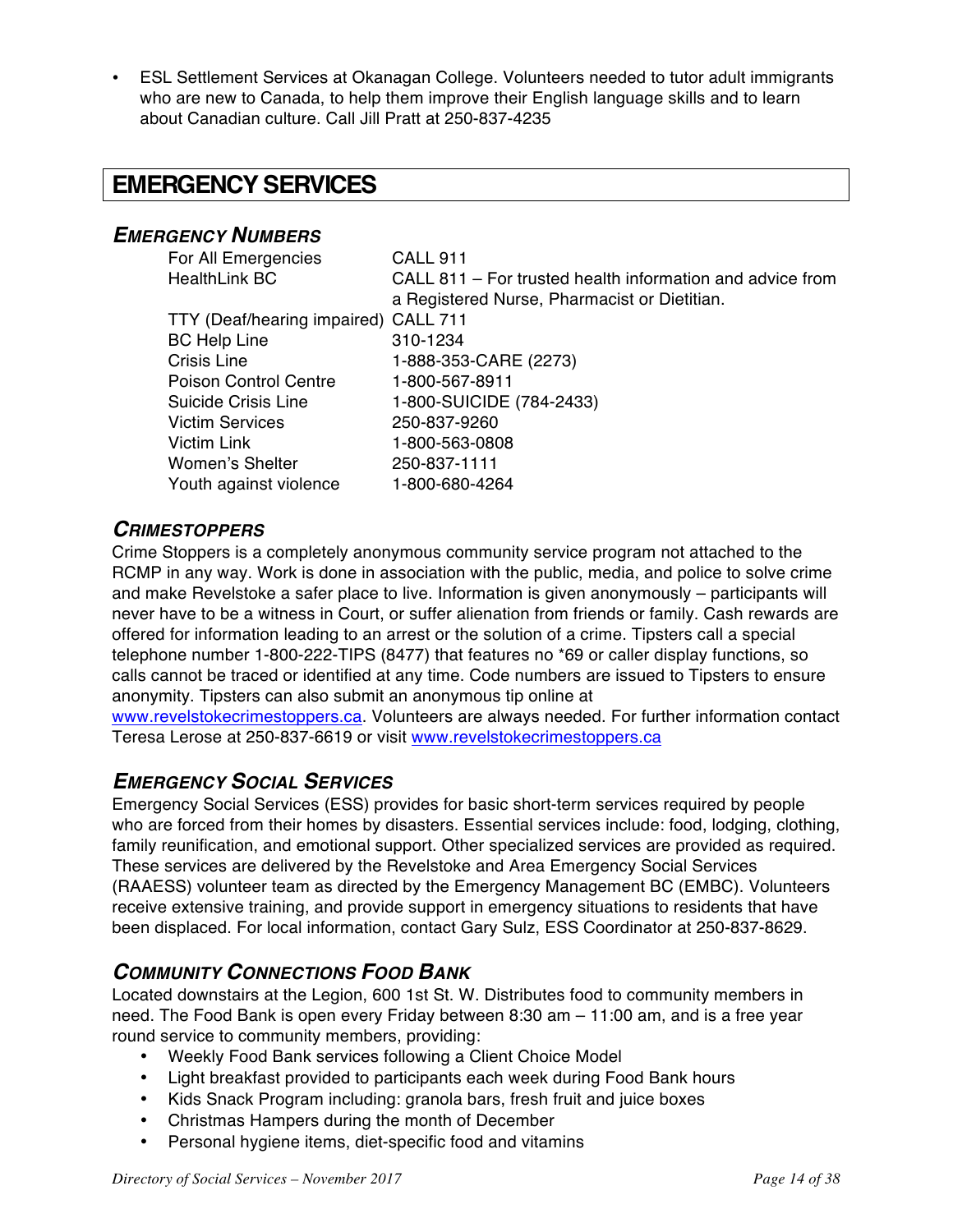- ESL Settlement Services at Okanagan College. Volunteers needed to tutor adult immigrants who are new to Canada, to help them improve their English language skills and to learn about Canadian culture. Call Jill Pratt at 250-837-4235

# EMERGENCY SERVICES

## *EMERGENCY NUMBERS*

| | |
|---|---|
| For All Emergencies | CALL 911 |
| HealthLink BC | CALL 811 – For trusted health information and advice from a Registered Nurse, Pharmacist or Dietitian. |
| TTY (Deaf/hearing impaired) | CALL 711 |
| BC Help Line | 310-1234 |
| Crisis Line | 1-888-353-CARE (2273) |
| Poison Control Centre | 1-800-567-8911 |
| Suicide Crisis Line | 1-800-SUICIDE (784-2433) |
| Victim Services | 250-837-9260 |
| Victim Link | 1-800-563-0808 |
| Women's Shelter | 250-837-1111 |
| Youth against violence | 1-800-680-4264 |

## *CRIMESTOPPERS*

Crime Stoppers is a completely anonymous community service program not attached to the RCMP in any way. Work is done in association with the public, media, and police to solve crime and make Revelstoke a safer place to live. Information is given anonymously – participants will never have to be a witness in Court, or suffer alienation from friends or family. Cash rewards are offered for information leading to an arrest or the solution of a crime. Tipsters call a special telephone number 1-800-222-TIPS (8477) that features no *69 or caller display functions, so calls cannot be traced or identified at any time. Code numbers are issued to Tipsters to ensure anonymity. Tipsters can also submit an anonymous tip online at www.revelstokecrimestoppers.ca. Volunteers are always needed. For further information contact Teresa Lerose at 250-837-6619 or visit www.revelstokecrimestoppers.ca

## *EMERGENCY SOCIAL SERVICES*

Emergency Social Services (ESS) provides for basic short-term services required by people who are forced from their homes by disasters. Essential services include: food, lodging, clothing, family reunification, and emotional support. Other specialized services are provided as required. These services are delivered by the Revelstoke and Area Emergency Social Services (RAAESS) volunteer team as directed by the Emergency Management BC (EMBC). Volunteers receive extensive training, and provide support in emergency situations to residents that have been displaced. For local information, contact Gary Sulz, ESS Coordinator at 250-837-8629.

## *COMMUNITY CONNECTIONS FOOD BANK*

Located downstairs at the Legion, 600 1st St. W. Distributes food to community members in need. The Food Bank is open every Friday between 8:30 am – 11:00 am, and is a free year round service to community members, providing:

- Weekly Food Bank services following a Client Choice Model
- Light breakfast provided to participants each week during Food Bank hours
- Kids Snack Program including: granola bars, fresh fruit and juice boxes
- Christmas Hampers during the month of December
- Personal hygiene items, diet-specific food and vitamins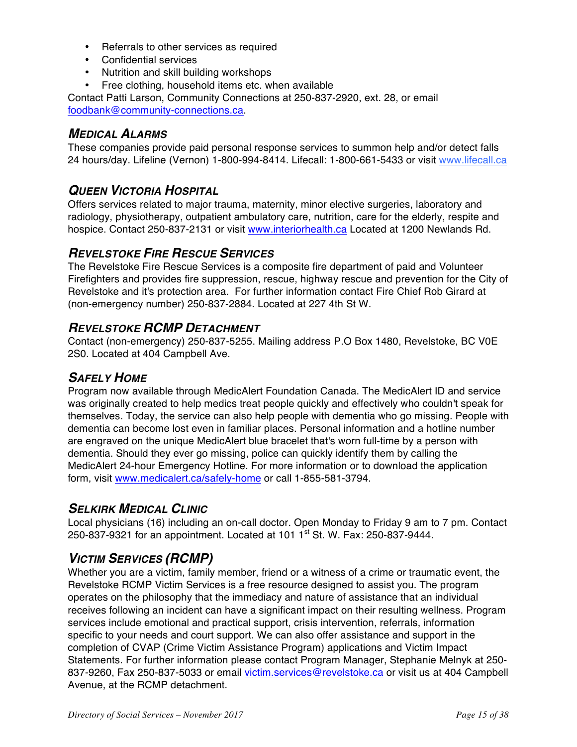- Referrals to other services as required
- Confidential services
- Nutrition and skill building workshops
- Free clothing, household items etc. when available

Contact Patti Larson, Community Connections at 250-837-2920, ext. 28, or email foodbank@community-connections.ca.

## *Medical Alarms*

These companies provide paid personal response services to summon help and/or detect falls 24 hours/day. Lifeline (Vernon) 1-800-994-8414. Lifecall: 1-800-661-5433 or visit www.lifecall.ca

## *Queen Victoria Hospital*

Offers services related to major trauma, maternity, minor elective surgeries, laboratory and radiology, physiotherapy, outpatient ambulatory care, nutrition, care for the elderly, respite and hospice. Contact 250-837-2131 or visit www.interiorhealth.ca Located at 1200 Newlands Rd.

## *Revelstoke Fire Rescue Services*

The Revelstoke Fire Rescue Services is a composite fire department of paid and Volunteer Firefighters and provides fire suppression, rescue, highway rescue and prevention for the City of Revelstoke and it's protection area. For further information contact Fire Chief Rob Girard at (non-emergency number) 250-837-2884. Located at 227 4th St W.

## *Revelstoke RCMP Detachment*

Contact (non-emergency) 250-837-5255. Mailing address P.O Box 1480, Revelstoke, BC V0E 2S0. Located at 404 Campbell Ave.

## *Safely Home*

Program now available through MedicAlert Foundation Canada. The MedicAlert ID and service was originally created to help medics treat people quickly and effectively who couldn't speak for themselves. Today, the service can also help people with dementia who go missing. People with dementia can become lost even in familiar places. Personal information and a hotline number are engraved on the unique MedicAlert blue bracelet that's worn full-time by a person with dementia. Should they ever go missing, police can quickly identify them by calling the MedicAlert 24-hour Emergency Hotline. For more information or to download the application form, visit www.medicalert.ca/safely-home or call 1-855-581-3794.

## *Selkirk Medical Clinic*

Local physicians (16) including an on-call doctor. Open Monday to Friday 9 am to 7 pm. Contact 250-837-9321 for an appointment. Located at 101 1st St. W. Fax: 250-837-9444.

## *Victim Services (RCMP)*

Whether you are a victim, family member, friend or a witness of a crime or traumatic event, the Revelstoke RCMP Victim Services is a free resource designed to assist you. The program operates on the philosophy that the immediacy and nature of assistance that an individual receives following an incident can have a significant impact on their resulting wellness. Program services include emotional and practical support, crisis intervention, referrals, information specific to your needs and court support. We can also offer assistance and support in the completion of CVAP (Crime Victim Assistance Program) applications and Victim Impact Statements. For further information please contact Program Manager, Stephanie Melnyk at 250-837-9260, Fax 250-837-5033 or email victim.services@revelstoke.ca or visit us at 404 Campbell Avenue, at the RCMP detachment.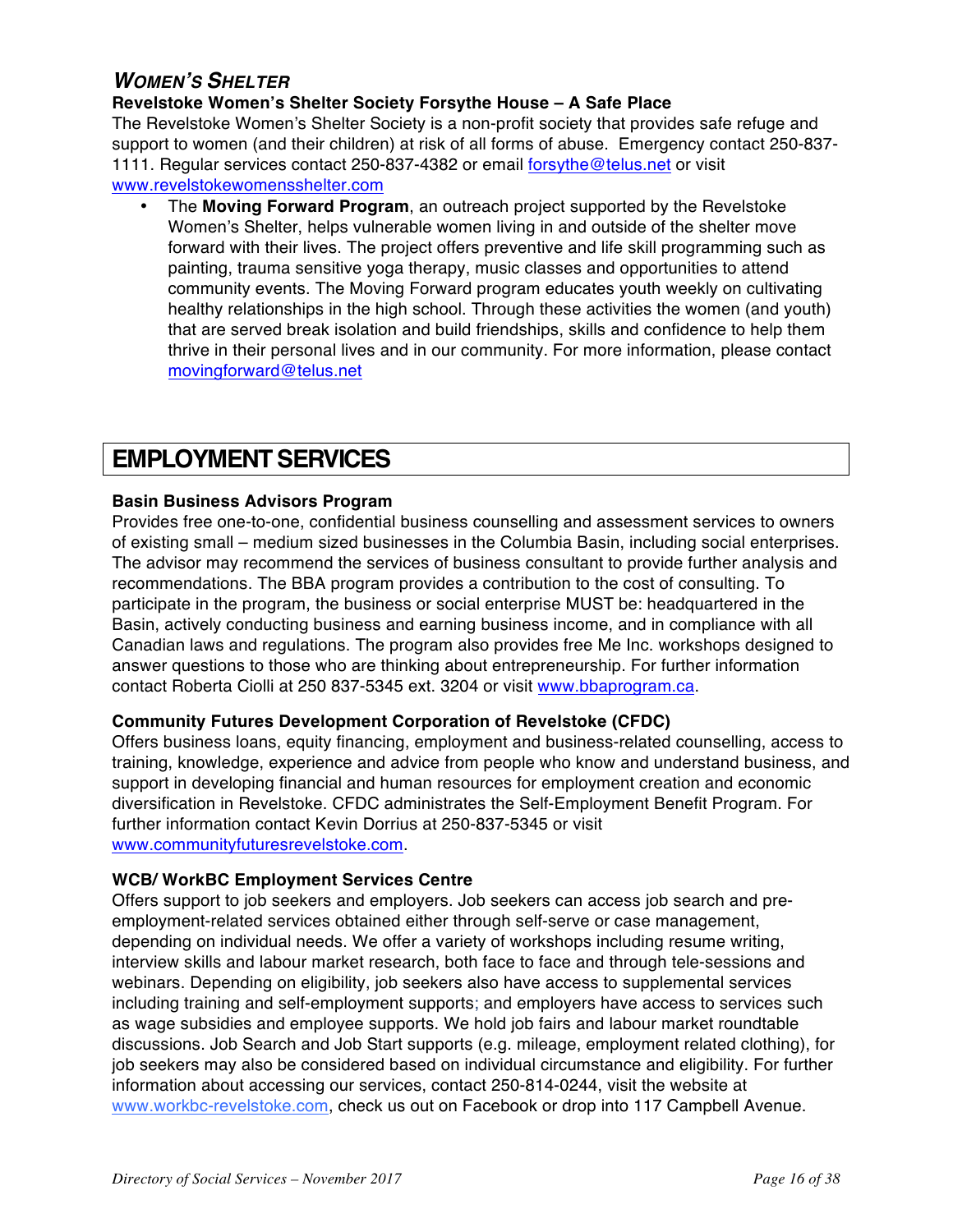## *WOMEN'S SHELTER*

**Revelstoke Women's Shelter Society Forsythe House – A Safe Place**

The Revelstoke Women's Shelter Society is a non-profit society that provides safe refuge and support to women (and their children) at risk of all forms of abuse. Emergency contact 250-837-1111. Regular services contact 250-837-4382 or email forsythe@telus.net or visit www.revelstokewomensshelter.com

- The **Moving Forward Program**, an outreach project supported by the Revelstoke Women's Shelter, helps vulnerable women living in and outside of the shelter move forward with their lives. The project offers preventive and life skill programming such as painting, trauma sensitive yoga therapy, music classes and opportunities to attend community events. The Moving Forward program educates youth weekly on cultivating healthy relationships in the high school. Through these activities the women (and youth) that are served break isolation and build friendships, skills and confidence to help them thrive in their personal lives and in our community. For more information, please contact movingforward@telus.net

# EMPLOYMENT SERVICES

**Basin Business Advisors Program**

Provides free one-to-one, confidential business counselling and assessment services to owners of existing small – medium sized businesses in the Columbia Basin, including social enterprises. The advisor may recommend the services of business consultant to provide further analysis and recommendations. The BBA program provides a contribution to the cost of consulting. To participate in the program, the business or social enterprise MUST be: headquartered in the Basin, actively conducting business and earning business income, and in compliance with all Canadian laws and regulations. The program also provides free Me Inc. workshops designed to answer questions to those who are thinking about entrepreneurship. For further information contact Roberta Ciolli at 250 837-5345 ext. 3204 or visit www.bbaprogram.ca.

**Community Futures Development Corporation of Revelstoke (CFDC)**

Offers business loans, equity financing, employment and business-related counselling, access to training, knowledge, experience and advice from people who know and understand business, and support in developing financial and human resources for employment creation and economic diversification in Revelstoke. CFDC administrates the Self-Employment Benefit Program. For further information contact Kevin Dorrius at 250-837-5345 or visit www.communityfuturesrevelstoke.com.

**WCB/ WorkBC Employment Services Centre**

Offers support to job seekers and employers. Job seekers can access job search and pre-employment-related services obtained either through self-serve or case management, depending on individual needs. We offer a variety of workshops including resume writing, interview skills and labour market research, both face to face and through tele-sessions and webinars. Depending on eligibility, job seekers also have access to supplemental services including training and self-employment supports; and employers have access to services such as wage subsidies and employee supports. We hold job fairs and labour market roundtable discussions. Job Search and Job Start supports (e.g. mileage, employment related clothing), for job seekers may also be considered based on individual circumstance and eligibility. For further information about accessing our services, contact 250-814-0244, visit the website at www.workbc-revelstoke.com, check us out on Facebook or drop into 117 Campbell Avenue.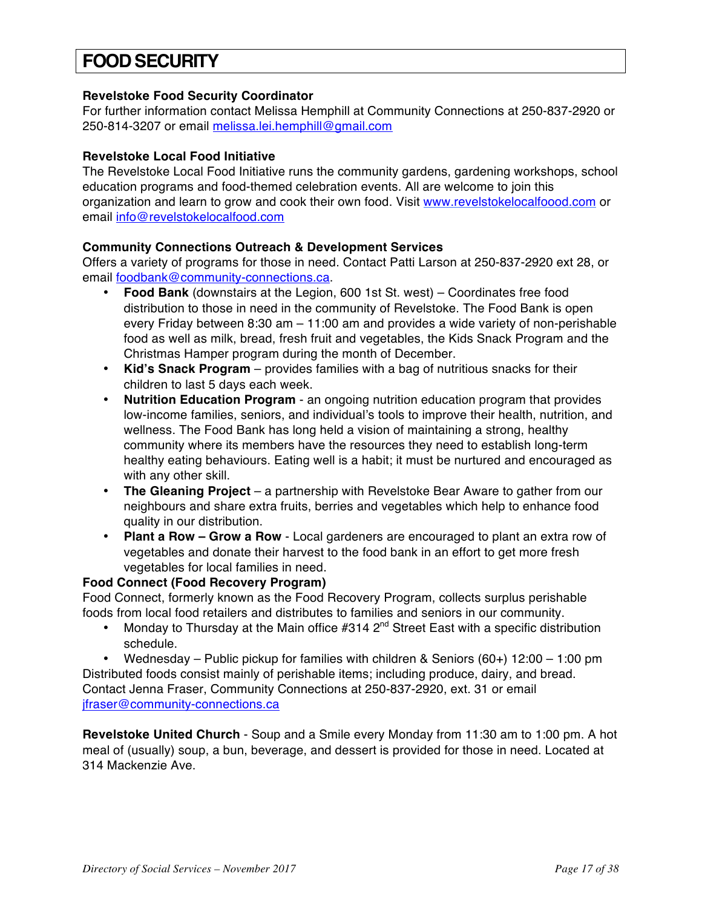# FOOD SECURITY

**Revelstoke Food Security Coordinator**
For further information contact Melissa Hemphill at Community Connections at 250-837-2920 or 250-814-3207 or email melissa.lei.hemphill@gmail.com

**Revelstoke Local Food Initiative**
The Revelstoke Local Food Initiative runs the community gardens, gardening workshops, school education programs and food-themed celebration events. All are welcome to join this organization and learn to grow and cook their own food. Visit www.revelstokelocalfoood.com or email info@revelstokelocalfood.com

**Community Connections Outreach & Development Services**
Offers a variety of programs for those in need. Contact Patti Larson at 250-837-2920 ext 28, or email foodbank@community-connections.ca.

- **Food Bank** (downstairs at the Legion, 600 1st St. west) – Coordinates free food distribution to those in need in the community of Revelstoke. The Food Bank is open every Friday between 8:30 am – 11:00 am and provides a wide variety of non-perishable food as well as milk, bread, fresh fruit and vegetables, the Kids Snack Program and the Christmas Hamper program during the month of December.
- **Kid's Snack Program** – provides families with a bag of nutritious snacks for their children to last 5 days each week.
- **Nutrition Education Program** - an ongoing nutrition education program that provides low-income families, seniors, and individual's tools to improve their health, nutrition, and wellness. The Food Bank has long held a vision of maintaining a strong, healthy community where its members have the resources they need to establish long-term healthy eating behaviours. Eating well is a habit; it must be nurtured and encouraged as with any other skill.
- **The Gleaning Project** – a partnership with Revelstoke Bear Aware to gather from our neighbours and share extra fruits, berries and vegetables which help to enhance food quality in our distribution.
- **Plant a Row – Grow a Row** - Local gardeners are encouraged to plant an extra row of vegetables and donate their harvest to the food bank in an effort to get more fresh vegetables for local families in need.

**Food Connect (Food Recovery Program)**
Food Connect, formerly known as the Food Recovery Program, collects surplus perishable foods from local food retailers and distributes to families and seniors in our community.

- Monday to Thursday at the Main office #314 2nd Street East with a specific distribution schedule.
- Wednesday – Public pickup for families with children & Seniors (60+) 12:00 – 1:00 pm

Distributed foods consist mainly of perishable items; including produce, dairy, and bread. Contact Jenna Fraser, Community Connections at 250-837-2920, ext. 31 or email jfraser@community-connections.ca

**Revelstoke United Church** - Soup and a Smile every Monday from 11:30 am to 1:00 pm. A hot meal of (usually) soup, a bun, beverage, and dessert is provided for those in need. Located at 314 Mackenzie Ave.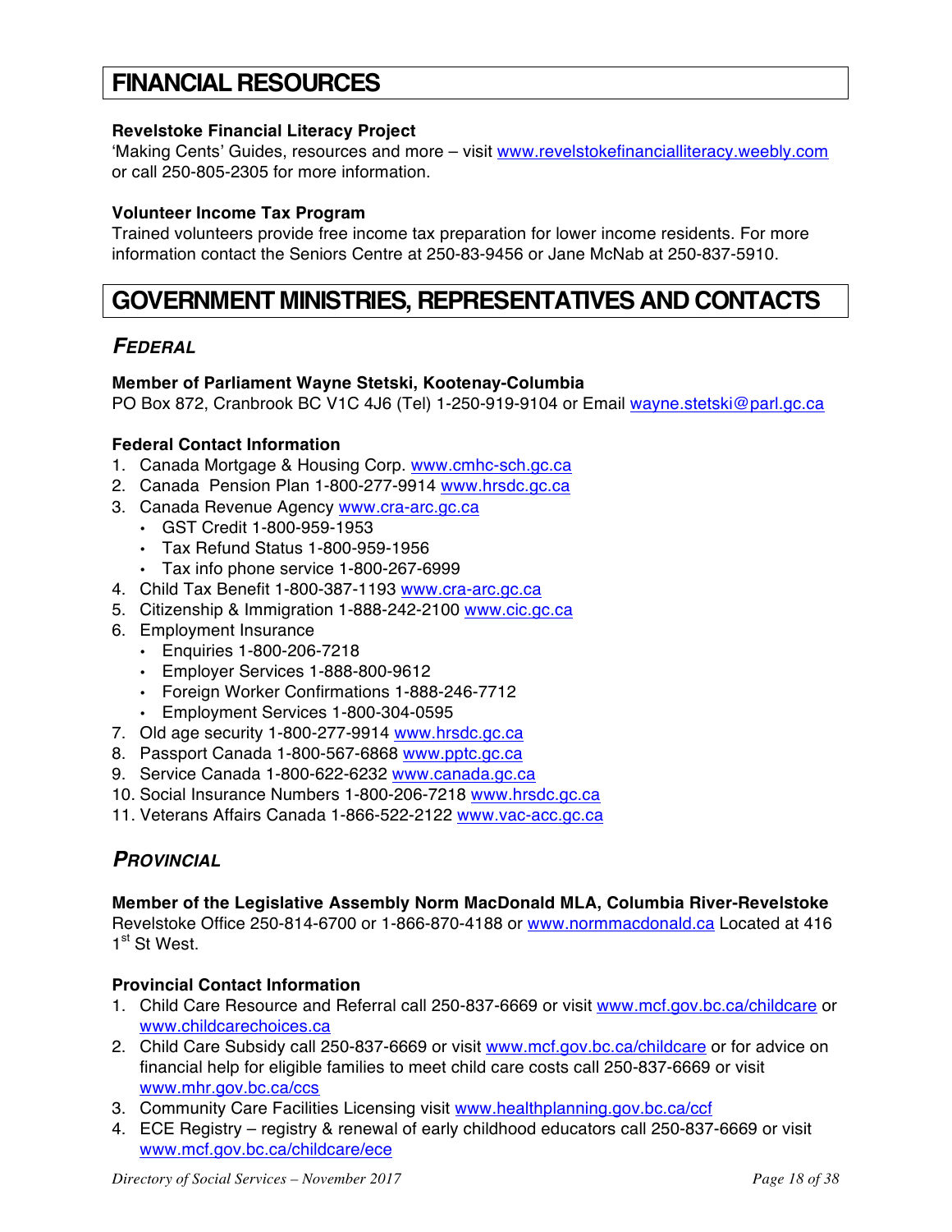# FINANCIAL RESOURCES

**Revelstoke Financial Literacy Project**
'Making Cents' Guides, resources and more – visit www.revelstokefinancialliteracy.weebly.com or call 250-805-2305 for more information.

**Volunteer Income Tax Program**
Trained volunteers provide free income tax preparation for lower income residents. For more information contact the Seniors Centre at 250-83-9456 or Jane McNab at 250-837-5910.

# GOVERNMENT MINISTRIES, REPRESENTATIVES AND CONTACTS

## *FEDERAL*

**Member of Parliament Wayne Stetski, Kootenay-Columbia**
PO Box 872, Cranbrook BC V1C 4J6 (Tel) 1-250-919-9104 or Email wayne.stetski@parl.gc.ca

**Federal Contact Information**

1. Canada Mortgage & Housing Corp. www.cmhc-sch.gc.ca
2. Canada Pension Plan 1-800-277-9914 www.hrsdc.gc.ca
3. Canada Revenue Agency www.cra-arc.gc.ca
   - GST Credit 1-800-959-1953
   - Tax Refund Status 1-800-959-1956
   - Tax info phone service 1-800-267-6999
4. Child Tax Benefit 1-800-387-1193 www.cra-arc.gc.ca
5. Citizenship & Immigration 1-888-242-2100 www.cic.gc.ca
6. Employment Insurance
   - Enquiries 1-800-206-7218
   - Employer Services 1-888-800-9612
   - Foreign Worker Confirmations 1-888-246-7712
   - Employment Services 1-800-304-0595
7. Old age security 1-800-277-9914 www.hrsdc.gc.ca
8. Passport Canada 1-800-567-6868 www.pptc.gc.ca
9. Service Canada 1-800-622-6232 www.canada.gc.ca
10. Social Insurance Numbers 1-800-206-7218 www.hrsdc.gc.ca
11. Veterans Affairs Canada 1-866-522-2122 www.vac-acc.gc.ca

## *PROVINCIAL*

**Member of the Legislative Assembly Norm MacDonald MLA, Columbia River-Revelstoke**
Revelstoke Office 250-814-6700 or 1-866-870-4188 or www.normmacdonald.ca Located at 416 1st St West.

**Provincial Contact Information**

1. Child Care Resource and Referral call 250-837-6669 or visit www.mcf.gov.bc.ca/childcare or www.childcarechoices.ca
2. Child Care Subsidy call 250-837-6669 or visit www.mcf.gov.bc.ca/childcare or for advice on financial help for eligible families to meet child care costs call 250-837-6669 or visit www.mhr.gov.bc.ca/ccs
3. Community Care Facilities Licensing visit www.healthplanning.gov.bc.ca/ccf
4. ECE Registry – registry & renewal of early childhood educators call 250-837-6669 or visit www.mcf.gov.bc.ca/childcare/ece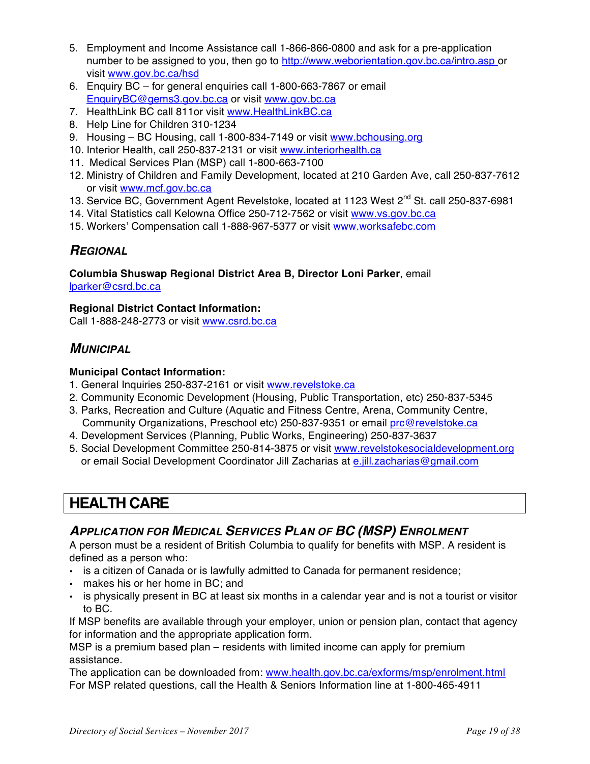5. Employment and Income Assistance call 1-866-866-0800 and ask for a pre-application number to be assigned to you, then go to http://www.weborientation.gov.bc.ca/intro.asp or visit www.gov.bc.ca/hsd
6. Enquiry BC – for general enquiries call 1-800-663-7867 or email EnquiryBC@gems3.gov.bc.ca or visit www.gov.bc.ca
7. HealthLink BC call 811or visit www.HealthLinkBC.ca
8. Help Line for Children 310-1234
9. Housing – BC Housing, call 1-800-834-7149 or visit www.bchousing.org
10. Interior Health, call 250-837-2131 or visit www.interiorhealth.ca
11. Medical Services Plan (MSP) call 1-800-663-7100
12. Ministry of Children and Family Development, located at 210 Garden Ave, call 250-837-7612 or visit www.mcf.gov.bc.ca
13. Service BC, Government Agent Revelstoke, located at 1123 West 2nd St. call 250-837-6981
14. Vital Statistics call Kelowna Office 250-712-7562 or visit www.vs.gov.bc.ca
15. Workers' Compensation call 1-888-967-5377 or visit www.worksafebc.com

### *Regional*

**Columbia Shuswap Regional District Area B, Director Loni Parker**, email lparker@csrd.bc.ca

**Regional District Contact Information:**
Call 1-888-248-2773 or visit www.csrd.bc.ca

### *Municipal*

**Municipal Contact Information:**
1. General Inquiries 250-837-2161 or visit www.revelstoke.ca
2. Community Economic Development (Housing, Public Transportation, etc) 250-837-5345
3. Parks, Recreation and Culture (Aquatic and Fitness Centre, Arena, Community Centre, Community Organizations, Preschool etc) 250-837-9351 or email prc@revelstoke.ca
4. Development Services (Planning, Public Works, Engineering) 250-837-3637
5. Social Development Committee 250-814-3875 or visit www.revelstokesocialdevelopment.org or email Social Development Coordinator Jill Zacharias at e.jill.zacharias@gmail.com

## HEALTH CARE

### *Application for Medical Services Plan of BC (MSP) Enrolment*

A person must be a resident of British Columbia to qualify for benefits with MSP. A resident is defined as a person who:

- is a citizen of Canada or is lawfully admitted to Canada for permanent residence;
- makes his or her home in BC; and
- is physically present in BC at least six months in a calendar year and is not a tourist or visitor to BC.

If MSP benefits are available through your employer, union or pension plan, contact that agency for information and the appropriate application form.

MSP is a premium based plan – residents with limited income can apply for premium assistance.

The application can be downloaded from: www.health.gov.bc.ca/exforms/msp/enrolment.html

For MSP related questions, call the Health & Seniors Information line at 1-800-465-4911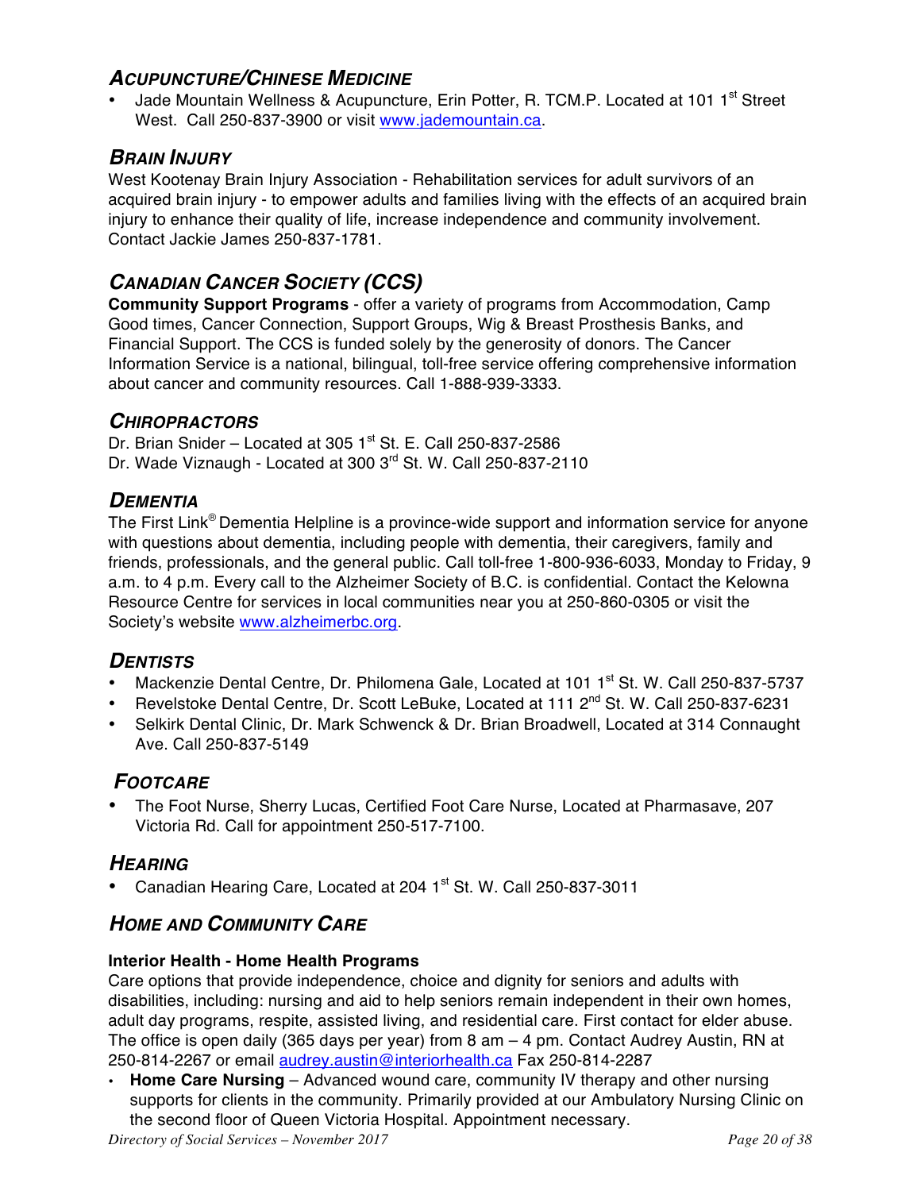## *ACUPUNCTURE/CHINESE MEDICINE*

- Jade Mountain Wellness & Acupuncture, Erin Potter, R. TCM.P. Located at 101 1st Street West. Call 250-837-3900 or visit www.jademountain.ca.

## *BRAIN INJURY*

West Kootenay Brain Injury Association - Rehabilitation services for adult survivors of an acquired brain injury - to empower adults and families living with the effects of an acquired brain injury to enhance their quality of life, increase independence and community involvement. Contact Jackie James 250-837-1781.

## *CANADIAN CANCER SOCIETY (CCS)*

**Community Support Programs** - offer a variety of programs from Accommodation, Camp Good times, Cancer Connection, Support Groups, Wig & Breast Prosthesis Banks, and Financial Support. The CCS is funded solely by the generosity of donors. The Cancer Information Service is a national, bilingual, toll-free service offering comprehensive information about cancer and community resources. Call 1-888-939-3333.

## *CHIROPRACTORS*

Dr. Brian Snider – Located at 305 1st St. E. Call 250-837-2586
Dr. Wade Viznaugh - Located at 300 3rd St. W. Call 250-837-2110

## *DEMENTIA*

The First Link® Dementia Helpline is a province-wide support and information service for anyone with questions about dementia, including people with dementia, their caregivers, family and friends, professionals, and the general public. Call toll-free 1-800-936-6033, Monday to Friday, 9 a.m. to 4 p.m. Every call to the Alzheimer Society of B.C. is confidential. Contact the Kelowna Resource Centre for services in local communities near you at 250-860-0305 or visit the Society's website www.alzheimerbc.org.

## *DENTISTS*

- Mackenzie Dental Centre, Dr. Philomena Gale, Located at 101 1st St. W. Call 250-837-5737
- Revelstoke Dental Centre, Dr. Scott LeBuke, Located at 111 2nd St. W. Call 250-837-6231
- Selkirk Dental Clinic, Dr. Mark Schwenck & Dr. Brian Broadwell, Located at 314 Connaught Ave. Call 250-837-5149

## *FOOTCARE*

- The Foot Nurse, Sherry Lucas, Certified Foot Care Nurse, Located at Pharmasave, 207 Victoria Rd. Call for appointment 250-517-7100.

## *HEARING*

- Canadian Hearing Care, Located at 204 1st St. W. Call 250-837-3011

## *HOME AND COMMUNITY CARE*

**Interior Health - Home Health Programs**

Care options that provide independence, choice and dignity for seniors and adults with disabilities, including: nursing and aid to help seniors remain independent in their own homes, adult day programs, respite, assisted living, and residential care. First contact for elder abuse. The office is open daily (365 days per year) from 8 am – 4 pm. Contact Audrey Austin, RN at 250-814-2267 or email audrey.austin@interiorhealth.ca Fax 250-814-2287

- **Home Care Nursing** – Advanced wound care, community IV therapy and other nursing supports for clients in the community. Primarily provided at our Ambulatory Nursing Clinic on the second floor of Queen Victoria Hospital. Appointment necessary.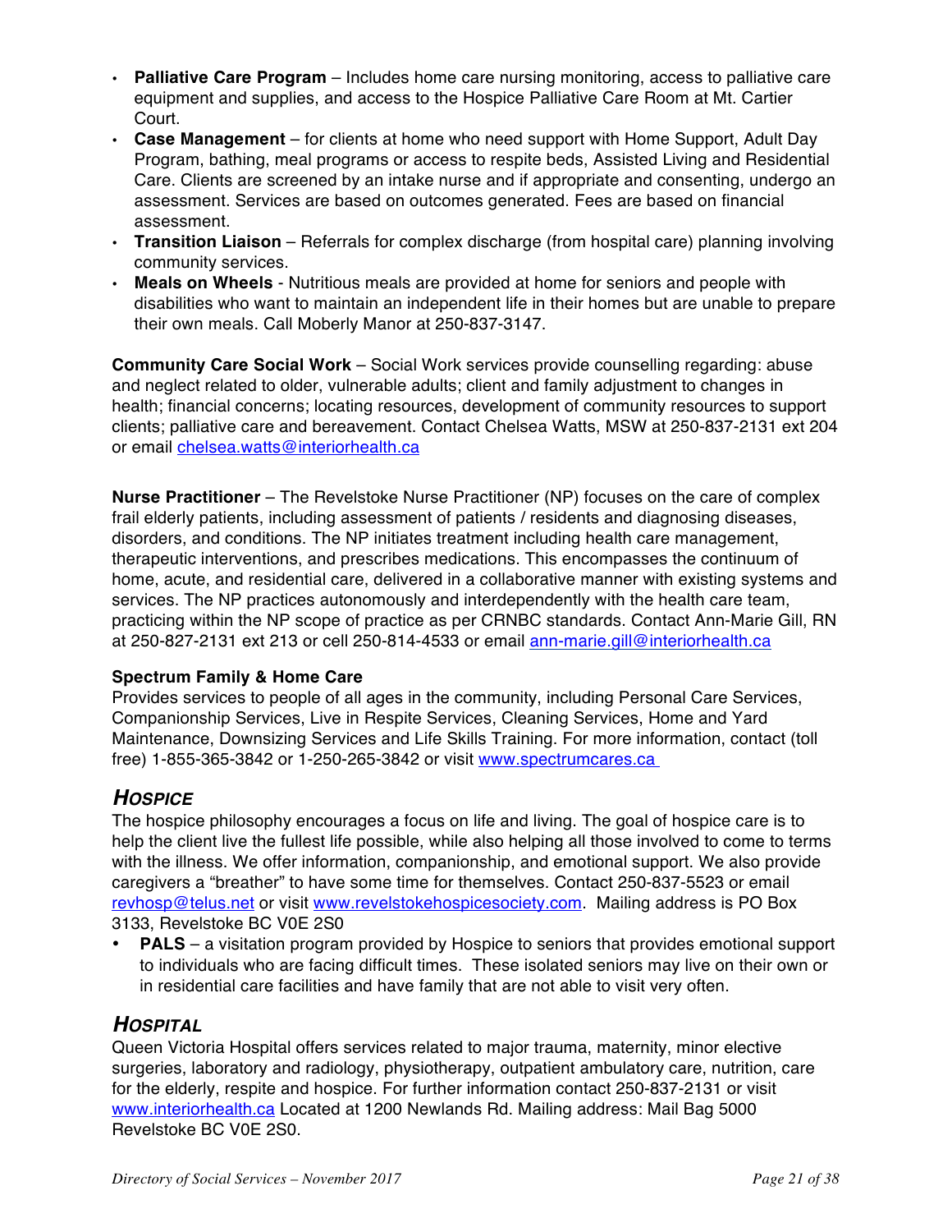- **Palliative Care Program** – Includes home care nursing monitoring, access to palliative care equipment and supplies, and access to the Hospice Palliative Care Room at Mt. Cartier Court.
- **Case Management** – for clients at home who need support with Home Support, Adult Day Program, bathing, meal programs or access to respite beds, Assisted Living and Residential Care. Clients are screened by an intake nurse and if appropriate and consenting, undergo an assessment. Services are based on outcomes generated. Fees are based on financial assessment.
- **Transition Liaison** – Referrals for complex discharge (from hospital care) planning involving community services.
- **Meals on Wheels** - Nutritious meals are provided at home for seniors and people with disabilities who want to maintain an independent life in their homes but are unable to prepare their own meals. Call Moberly Manor at 250-837-3147.

**Community Care Social Work** – Social Work services provide counselling regarding: abuse and neglect related to older, vulnerable adults; client and family adjustment to changes in health; financial concerns; locating resources, development of community resources to support clients; palliative care and bereavement. Contact Chelsea Watts, MSW at 250-837-2131 ext 204 or email chelsea.watts@interiorhealth.ca

**Nurse Practitioner** – The Revelstoke Nurse Practitioner (NP) focuses on the care of complex frail elderly patients, including assessment of patients / residents and diagnosing diseases, disorders, and conditions. The NP initiates treatment including health care management, therapeutic interventions, and prescribes medications. This encompasses the continuum of home, acute, and residential care, delivered in a collaborative manner with existing systems and services. The NP practices autonomously and interdependently with the health care team, practicing within the NP scope of practice as per CRNBC standards. Contact Ann-Marie Gill, RN at 250-827-2131 ext 213 or cell 250-814-4533 or email ann-marie.gill@interiorhealth.ca

**Spectrum Family & Home Care**
Provides services to people of all ages in the community, including Personal Care Services, Companionship Services, Live in Respite Services, Cleaning Services, Home and Yard Maintenance, Downsizing Services and Life Skills Training. For more information, contact (toll free) 1-855-365-3842 or 1-250-265-3842 or visit www.spectrumcares.ca

## *Hospice*

The hospice philosophy encourages a focus on life and living. The goal of hospice care is to help the client live the fullest life possible, while also helping all those involved to come to terms with the illness. We offer information, companionship, and emotional support. We also provide caregivers a "breather" to have some time for themselves. Contact 250-837-5523 or email revhosp@telus.net or visit www.revelstokehospicesociety.com. Mailing address is PO Box 3133, Revelstoke BC V0E 2S0

- **PALS** – a visitation program provided by Hospice to seniors that provides emotional support to individuals who are facing difficult times. These isolated seniors may live on their own or in residential care facilities and have family that are not able to visit very often.

## *Hospital*

Queen Victoria Hospital offers services related to major trauma, maternity, minor elective surgeries, laboratory and radiology, physiotherapy, outpatient ambulatory care, nutrition, care for the elderly, respite and hospice. For further information contact 250-837-2131 or visit www.interiorhealth.ca Located at 1200 Newlands Rd. Mailing address: Mail Bag 5000 Revelstoke BC V0E 2S0.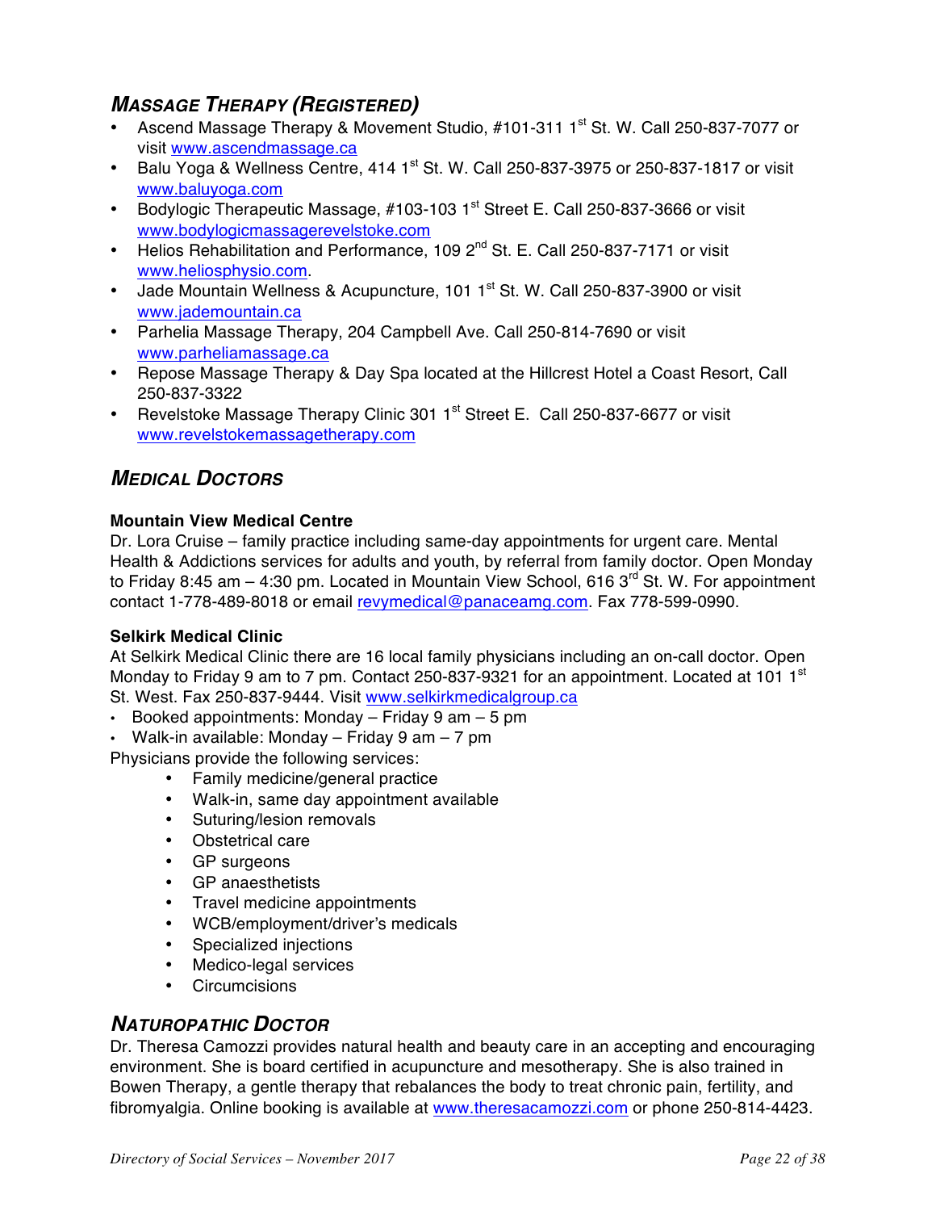## *Massage Therapy (Registered)*

- Ascend Massage Therapy & Movement Studio, #101-311 1st St. W. Call 250-837-7077 or visit www.ascendmassage.ca
- Balu Yoga & Wellness Centre, 414 1st St. W. Call 250-837-3975 or 250-837-1817 or visit www.baluyoga.com
- Bodylogic Therapeutic Massage, #103-103 1st Street E. Call 250-837-3666 or visit www.bodylogicmassagerevelstoke.com
- Helios Rehabilitation and Performance, 109 2nd St. E. Call 250-837-7171 or visit www.heliosphysio.com.
- Jade Mountain Wellness & Acupuncture, 101 1st St. W. Call 250-837-3900 or visit www.jademountain.ca
- Parhelia Massage Therapy, 204 Campbell Ave. Call 250-814-7690 or visit www.parheliamassage.ca
- Repose Massage Therapy & Day Spa located at the Hillcrest Hotel a Coast Resort, Call 250-837-3322
- Revelstoke Massage Therapy Clinic 301 1st Street E. Call 250-837-6677 or visit www.revelstokemassagetherapy.com

## *Medical Doctors*

**Mountain View Medical Centre**

Dr. Lora Cruise – family practice including same-day appointments for urgent care. Mental Health & Addictions services for adults and youth, by referral from family doctor. Open Monday to Friday 8:45 am – 4:30 pm. Located in Mountain View School, 616 3rd St. W. For appointment contact 1-778-489-8018 or email revymedical@panaceamg.com. Fax 778-599-0990.

**Selkirk Medical Clinic**

At Selkirk Medical Clinic there are 16 local family physicians including an on-call doctor. Open Monday to Friday 9 am to 7 pm. Contact 250-837-9321 for an appointment. Located at 101 1st St. West. Fax 250-837-9444. Visit www.selkirkmedicalgroup.ca

- Booked appointments: Monday – Friday 9 am – 5 pm
- Walk-in available: Monday – Friday 9 am – 7 pm

Physicians provide the following services:

- Family medicine/general practice
- Walk-in, same day appointment available
- Suturing/lesion removals
- Obstetrical care
- GP surgeons
- GP anaesthetists
- Travel medicine appointments
- WCB/employment/driver's medicals
- Specialized injections
- Medico-legal services
- Circumcisions

## *Naturopathic Doctor*

Dr. Theresa Camozzi provides natural health and beauty care in an accepting and encouraging environment. She is board certified in acupuncture and mesotherapy. She is also trained in Bowen Therapy, a gentle therapy that rebalances the body to treat chronic pain, fertility, and fibromyalgia. Online booking is available at www.theresacamozzi.com or phone 250-814-4423.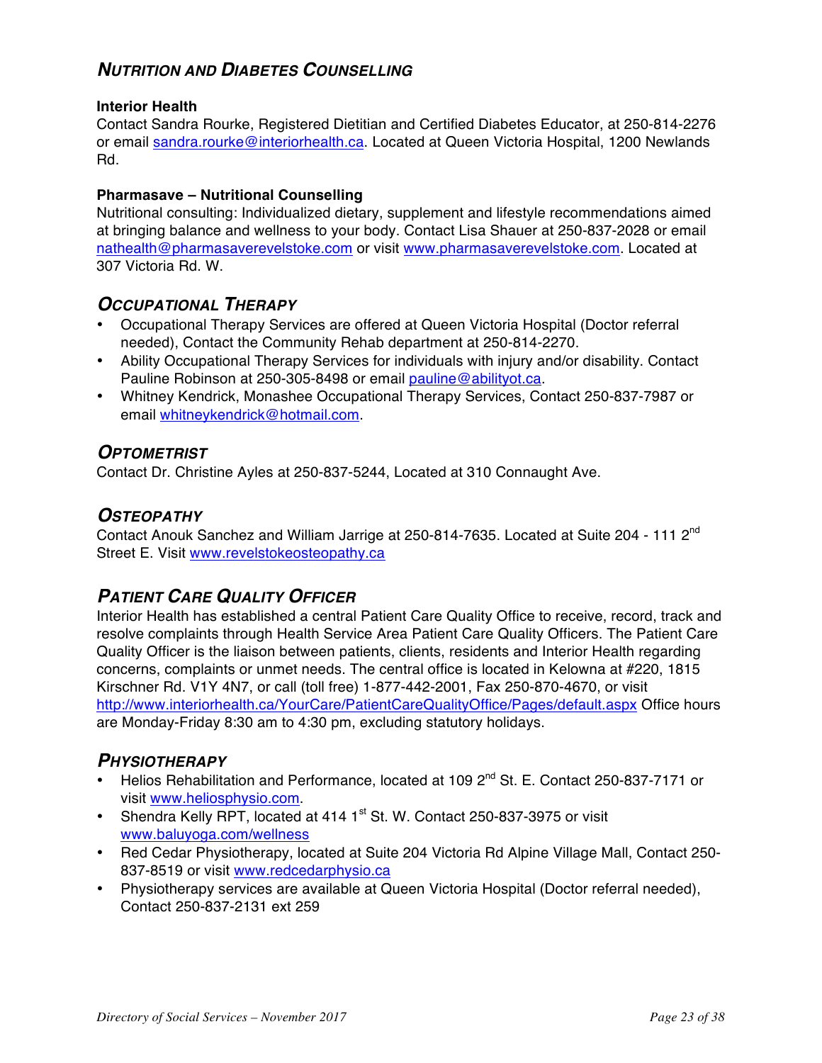## *Nutrition and Diabetes Counselling*

**Interior Health**
Contact Sandra Rourke, Registered Dietitian and Certified Diabetes Educator, at 250-814-2276 or email sandra.rourke@interiorhealth.ca. Located at Queen Victoria Hospital, 1200 Newlands Rd.

**Pharmasave – Nutritional Counselling**
Nutritional consulting: Individualized dietary, supplement and lifestyle recommendations aimed at bringing balance and wellness to your body. Contact Lisa Shauer at 250-837-2028 or email nathealth@pharmasaverevelstoke.com or visit www.pharmasaverevelstoke.com. Located at 307 Victoria Rd. W.

## *Occupational Therapy*

- Occupational Therapy Services are offered at Queen Victoria Hospital (Doctor referral needed), Contact the Community Rehab department at 250-814-2270.
- Ability Occupational Therapy Services for individuals with injury and/or disability. Contact Pauline Robinson at 250-305-8498 or email pauline@abilityot.ca.
- Whitney Kendrick, Monashee Occupational Therapy Services, Contact 250-837-7987 or email whitneykendrick@hotmail.com.

## *Optometrist*

Contact Dr. Christine Ayles at 250-837-5244, Located at 310 Connaught Ave.

## *Osteopathy*

Contact Anouk Sanchez and William Jarrige at 250-814-7635. Located at Suite 204 - 111 2nd Street E. Visit www.revelstokeosteopathy.ca

## *Patient Care Quality Officer*

Interior Health has established a central Patient Care Quality Office to receive, record, track and resolve complaints through Health Service Area Patient Care Quality Officers. The Patient Care Quality Officer is the liaison between patients, clients, residents and Interior Health regarding concerns, complaints or unmet needs. The central office is located in Kelowna at #220, 1815 Kirschner Rd. V1Y 4N7, or call (toll free) 1-877-442-2001, Fax 250-870-4670, or visit http://www.interiorhealth.ca/YourCare/PatientCareQualityOffice/Pages/default.aspx Office hours are Monday-Friday 8:30 am to 4:30 pm, excluding statutory holidays.

## *Physiotherapy*

- Helios Rehabilitation and Performance, located at 109 2nd St. E. Contact 250-837-7171 or visit www.heliosphysio.com.
- Shendra Kelly RPT, located at 414 1st St. W. Contact 250-837-3975 or visit www.baluyoga.com/wellness
- Red Cedar Physiotherapy, located at Suite 204 Victoria Rd Alpine Village Mall, Contact 250-837-8519 or visit www.redcedarphysio.ca
- Physiotherapy services are available at Queen Victoria Hospital (Doctor referral needed), Contact 250-837-2131 ext 259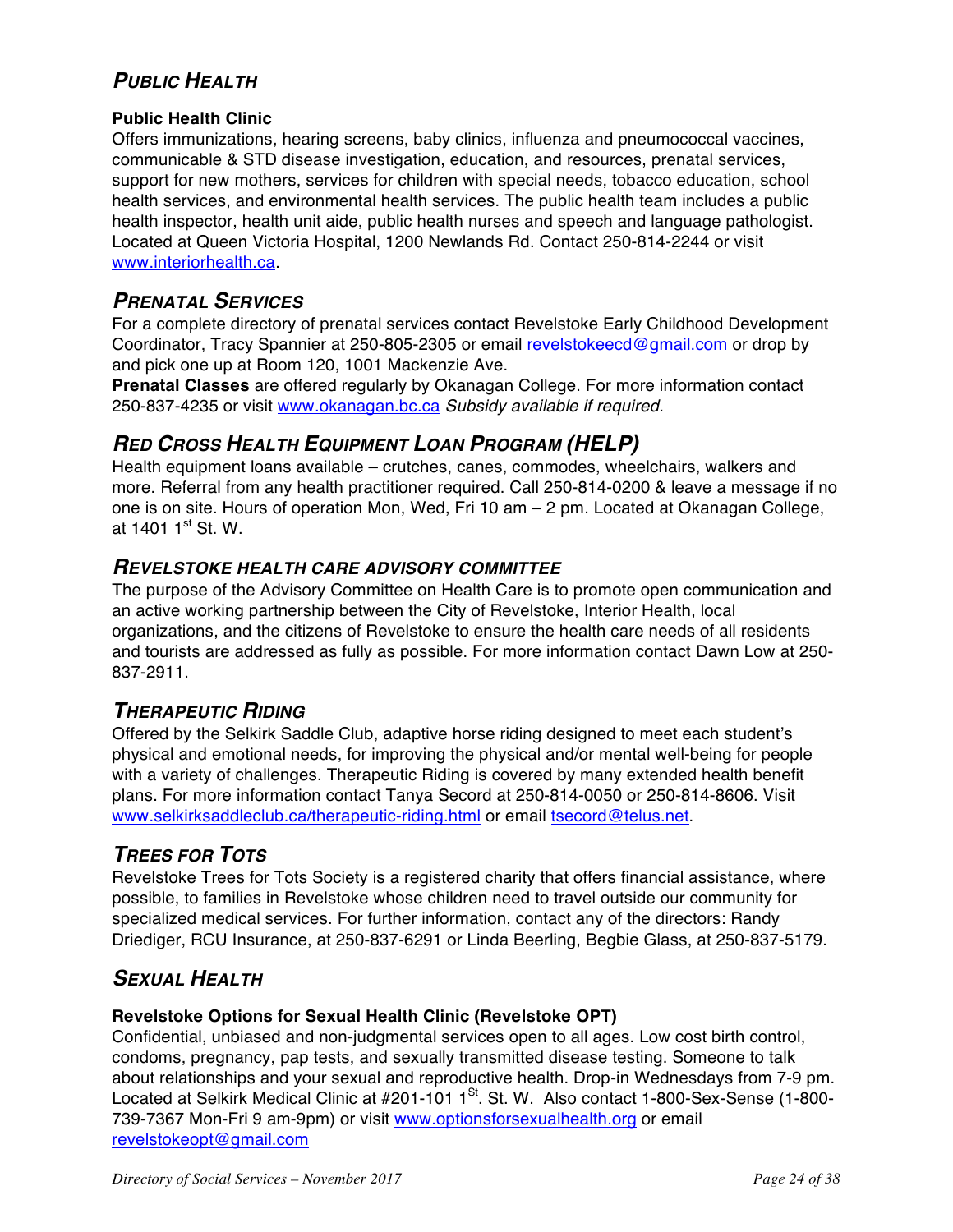## *PUBLIC HEALTH*

**Public Health Clinic**

Offers immunizations, hearing screens, baby clinics, influenza and pneumococcal vaccines, communicable & STD disease investigation, education, and resources, prenatal services, support for new mothers, services for children with special needs, tobacco education, school health services, and environmental health services. The public health team includes a public health inspector, health unit aide, public health nurses and speech and language pathologist. Located at Queen Victoria Hospital, 1200 Newlands Rd. Contact 250-814-2244 or visit www.interiorhealth.ca.

## *PRENATAL SERVICES*

For a complete directory of prenatal services contact Revelstoke Early Childhood Development Coordinator, Tracy Spannier at 250-805-2305 or email revelstokeecd@gmail.com or drop by and pick one up at Room 120, 1001 Mackenzie Ave.

**Prenatal Classes** are offered regularly by Okanagan College. For more information contact 250-837-4235 or visit www.okanagan.bc.ca *Subsidy available if required.*

## *RED CROSS HEALTH EQUIPMENT LOAN PROGRAM (HELP)*

Health equipment loans available – crutches, canes, commodes, wheelchairs, walkers and more. Referral from any health practitioner required. Call 250-814-0200 & leave a message if no one is on site. Hours of operation Mon, Wed, Fri 10 am – 2 pm. Located at Okanagan College, at 1401 1st St. W.

## *REVELSTOKE HEALTH CARE ADVISORY COMMITTEE*

The purpose of the Advisory Committee on Health Care is to promote open communication and an active working partnership between the City of Revelstoke, Interior Health, local organizations, and the citizens of Revelstoke to ensure the health care needs of all residents and tourists are addressed as fully as possible. For more information contact Dawn Low at 250-837-2911.

## *THERAPEUTIC RIDING*

Offered by the Selkirk Saddle Club, adaptive horse riding designed to meet each student's physical and emotional needs, for improving the physical and/or mental well-being for people with a variety of challenges. Therapeutic Riding is covered by many extended health benefit plans. For more information contact Tanya Secord at 250-814-0050 or 250-814-8606. Visit www.selkirksaddleclub.ca/therapeutic-riding.html or email tsecord@telus.net.

## *TREES FOR TOTS*

Revelstoke Trees for Tots Society is a registered charity that offers financial assistance, where possible, to families in Revelstoke whose children need to travel outside our community for specialized medical services. For further information, contact any of the directors: Randy Driediger, RCU Insurance, at 250-837-6291 or Linda Beerling, Begbie Glass, at 250-837-5179.

## *SEXUAL HEALTH*

**Revelstoke Options for Sexual Health Clinic (Revelstoke OPT)**

Confidential, unbiased and non-judgmental services open to all ages. Low cost birth control, condoms, pregnancy, pap tests, and sexually transmitted disease testing. Someone to talk about relationships and your sexual and reproductive health. Drop-in Wednesdays from 7-9 pm. Located at Selkirk Medical Clinic at #201-101 1St. St. W. Also contact 1-800-Sex-Sense (1-800-739-7367 Mon-Fri 9 am-9pm) or visit www.optionsforsexualhealth.org or email revelstokeopt@gmail.com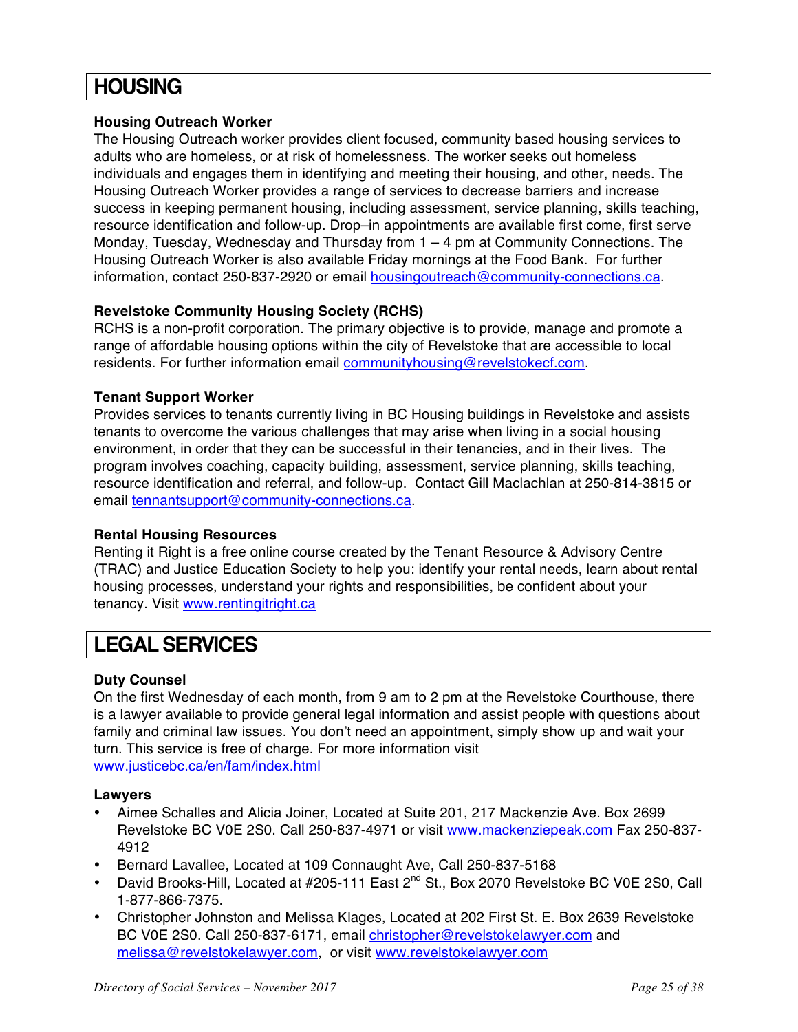# HOUSING

### Housing Outreach Worker

The Housing Outreach worker provides client focused, community based housing services to adults who are homeless, or at risk of homelessness. The worker seeks out homeless individuals and engages them in identifying and meeting their housing, and other, needs. The Housing Outreach Worker provides a range of services to decrease barriers and increase success in keeping permanent housing, including assessment, service planning, skills teaching, resource identification and follow-up. Drop–in appointments are available first come, first serve Monday, Tuesday, Wednesday and Thursday from 1 – 4 pm at Community Connections. The Housing Outreach Worker is also available Friday mornings at the Food Bank. For further information, contact 250-837-2920 or email housingoutreach@community-connections.ca.

### Revelstoke Community Housing Society (RCHS)

RCHS is a non-profit corporation. The primary objective is to provide, manage and promote a range of affordable housing options within the city of Revelstoke that are accessible to local residents. For further information email communityhousing@revelstokecf.com.

### Tenant Support Worker

Provides services to tenants currently living in BC Housing buildings in Revelstoke and assists tenants to overcome the various challenges that may arise when living in a social housing environment, in order that they can be successful in their tenancies, and in their lives. The program involves coaching, capacity building, assessment, service planning, skills teaching, resource identification and referral, and follow-up. Contact Gill Maclachlan at 250-814-3815 or email tennantsupport@community-connections.ca.

### Rental Housing Resources

Renting it Right is a free online course created by the Tenant Resource & Advisory Centre (TRAC) and Justice Education Society to help you: identify your rental needs, learn about rental housing processes, understand your rights and responsibilities, be confident about your tenancy. Visit www.rentingitright.ca

# LEGAL SERVICES

### Duty Counsel

On the first Wednesday of each month, from 9 am to 2 pm at the Revelstoke Courthouse, there is a lawyer available to provide general legal information and assist people with questions about family and criminal law issues. You don't need an appointment, simply show up and wait your turn. This service is free of charge. For more information visit www.justicebc.ca/en/fam/index.html

### Lawyers

- Aimee Schalles and Alicia Joiner, Located at Suite 201, 217 Mackenzie Ave. Box 2699 Revelstoke BC V0E 2S0. Call 250-837-4971 or visit www.mackenziepeak.com Fax 250-837-4912
- Bernard Lavallee, Located at 109 Connaught Ave, Call 250-837-5168
- David Brooks-Hill, Located at #205-111 East 2nd St., Box 2070 Revelstoke BC V0E 2S0, Call 1-877-866-7375.
- Christopher Johnston and Melissa Klages, Located at 202 First St. E. Box 2639 Revelstoke BC V0E 2S0. Call 250-837-6171, email christopher@revelstokelawyer.com and melissa@revelstokelawyer.com, or visit www.revelstokelawyer.com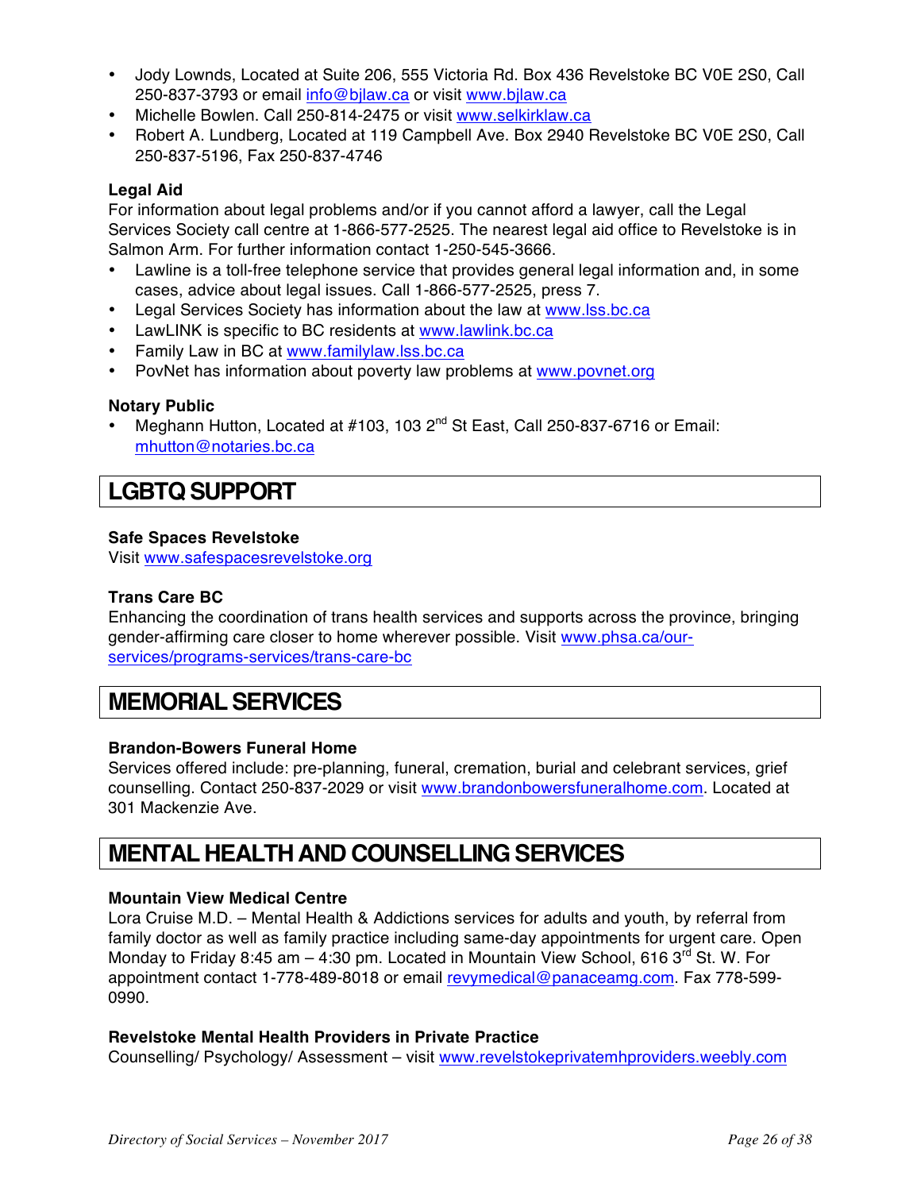- Jody Lownds, Located at Suite 206, 555 Victoria Rd. Box 436 Revelstoke BC V0E 2S0, Call 250-837-3793 or email info@bjlaw.ca or visit www.bjlaw.ca
- Michelle Bowlen. Call 250-814-2475 or visit www.selkirklaw.ca
- Robert A. Lundberg, Located at 119 Campbell Ave. Box 2940 Revelstoke BC V0E 2S0, Call 250-837-5196, Fax 250-837-4746

**Legal Aid**

For information about legal problems and/or if you cannot afford a lawyer, call the Legal Services Society call centre at 1-866-577-2525. The nearest legal aid office to Revelstoke is in Salmon Arm. For further information contact 1-250-545-3666.

- Lawline is a toll-free telephone service that provides general legal information and, in some cases, advice about legal issues. Call 1-866-577-2525, press 7.
- Legal Services Society has information about the law at www.lss.bc.ca
- LawLINK is specific to BC residents at www.lawlink.bc.ca
- Family Law in BC at www.familylaw.lss.bc.ca
- PovNet has information about poverty law problems at www.povnet.org

**Notary Public**

- Meghann Hutton, Located at #103, 103 2nd St East, Call 250-837-6716 or Email: mhutton@notaries.bc.ca

## LGBTQ SUPPORT

**Safe Spaces Revelstoke**

Visit www.safespacesrevelstoke.org

**Trans Care BC**

Enhancing the coordination of trans health services and supports across the province, bringing gender-affirming care closer to home wherever possible. Visit www.phsa.ca/our-services/programs-services/trans-care-bc

## MEMORIAL SERVICES

**Brandon-Bowers Funeral Home**

Services offered include: pre-planning, funeral, cremation, burial and celebrant services, grief counselling. Contact 250-837-2029 or visit www.brandonbowersfuneralhome.com. Located at 301 Mackenzie Ave.

## MENTAL HEALTH AND COUNSELLING SERVICES

**Mountain View Medical Centre**

Lora Cruise M.D. – Mental Health & Addictions services for adults and youth, by referral from family doctor as well as family practice including same-day appointments for urgent care. Open Monday to Friday 8:45 am – 4:30 pm. Located in Mountain View School, 616 3rd St. W. For appointment contact 1-778-489-8018 or email revymedical@panaceamg.com. Fax 778-599-0990.

**Revelstoke Mental Health Providers in Private Practice**

Counselling/ Psychology/ Assessment – visit www.revelstokeprivatemhproviders.weebly.com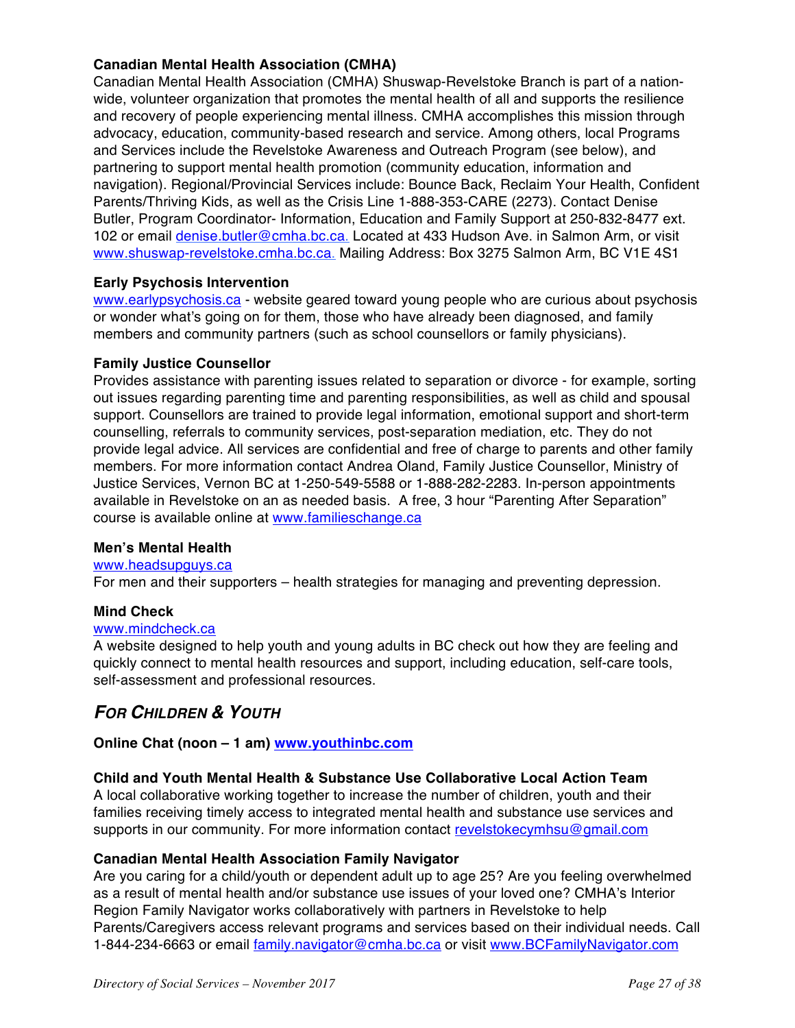**Canadian Mental Health Association (CMHA)**
Canadian Mental Health Association (CMHA) Shuswap-Revelstoke Branch is part of a nation-wide, volunteer organization that promotes the mental health of all and supports the resilience and recovery of people experiencing mental illness. CMHA accomplishes this mission through advocacy, education, community-based research and service. Among others, local Programs and Services include the Revelstoke Awareness and Outreach Program (see below), and partnering to support mental health promotion (community education, information and navigation). Regional/Provincial Services include: Bounce Back, Reclaim Your Health, Confident Parents/Thriving Kids, as well as the Crisis Line 1-888-353-CARE (2273). Contact Denise Butler, Program Coordinator- Information, Education and Family Support at 250-832-8477 ext. 102 or email denise.butler@cmha.bc.ca. Located at 433 Hudson Ave. in Salmon Arm, or visit www.shuswap-revelstoke.cmha.bc.ca. Mailing Address: Box 3275 Salmon Arm, BC V1E 4S1

**Early Psychosis Intervention**
www.earlypsychosis.ca - website geared toward young people who are curious about psychosis or wonder what's going on for them, those who have already been diagnosed, and family members and community partners (such as school counsellors or family physicians).

**Family Justice Counsellor**
Provides assistance with parenting issues related to separation or divorce - for example, sorting out issues regarding parenting time and parenting responsibilities, as well as child and spousal support. Counsellors are trained to provide legal information, emotional support and short-term counselling, referrals to community services, post-separation mediation, etc. They do not provide legal advice. All services are confidential and free of charge to parents and other family members. For more information contact Andrea Oland, Family Justice Counsellor, Ministry of Justice Services, Vernon BC at 1-250-549-5588 or 1-888-282-2283. In-person appointments available in Revelstoke on an as needed basis. A free, 3 hour "Parenting After Separation" course is available online at www.familieschange.ca

**Men's Mental Health**
www.headsupguys.ca
For men and their supporters – health strategies for managing and preventing depression.

**Mind Check**
www.mindcheck.ca
A website designed to help youth and young adults in BC check out how they are feeling and quickly connect to mental health resources and support, including education, self-care tools, self-assessment and professional resources.

## *For Children & Youth*

**Online Chat (noon – 1 am) www.youthinbc.com**

**Child and Youth Mental Health & Substance Use Collaborative Local Action Team**
A local collaborative working together to increase the number of children, youth and their families receiving timely access to integrated mental health and substance use services and supports in our community. For more information contact revelstokecymhsu@gmail.com

**Canadian Mental Health Association Family Navigator**
Are you caring for a child/youth or dependent adult up to age 25? Are you feeling overwhelmed as a result of mental health and/or substance use issues of your loved one? CMHA's Interior Region Family Navigator works collaboratively with partners in Revelstoke to help Parents/Caregivers access relevant programs and services based on their individual needs. Call 1-844-234-6663 or email family.navigator@cmha.bc.ca or visit www.BCFamilyNavigator.com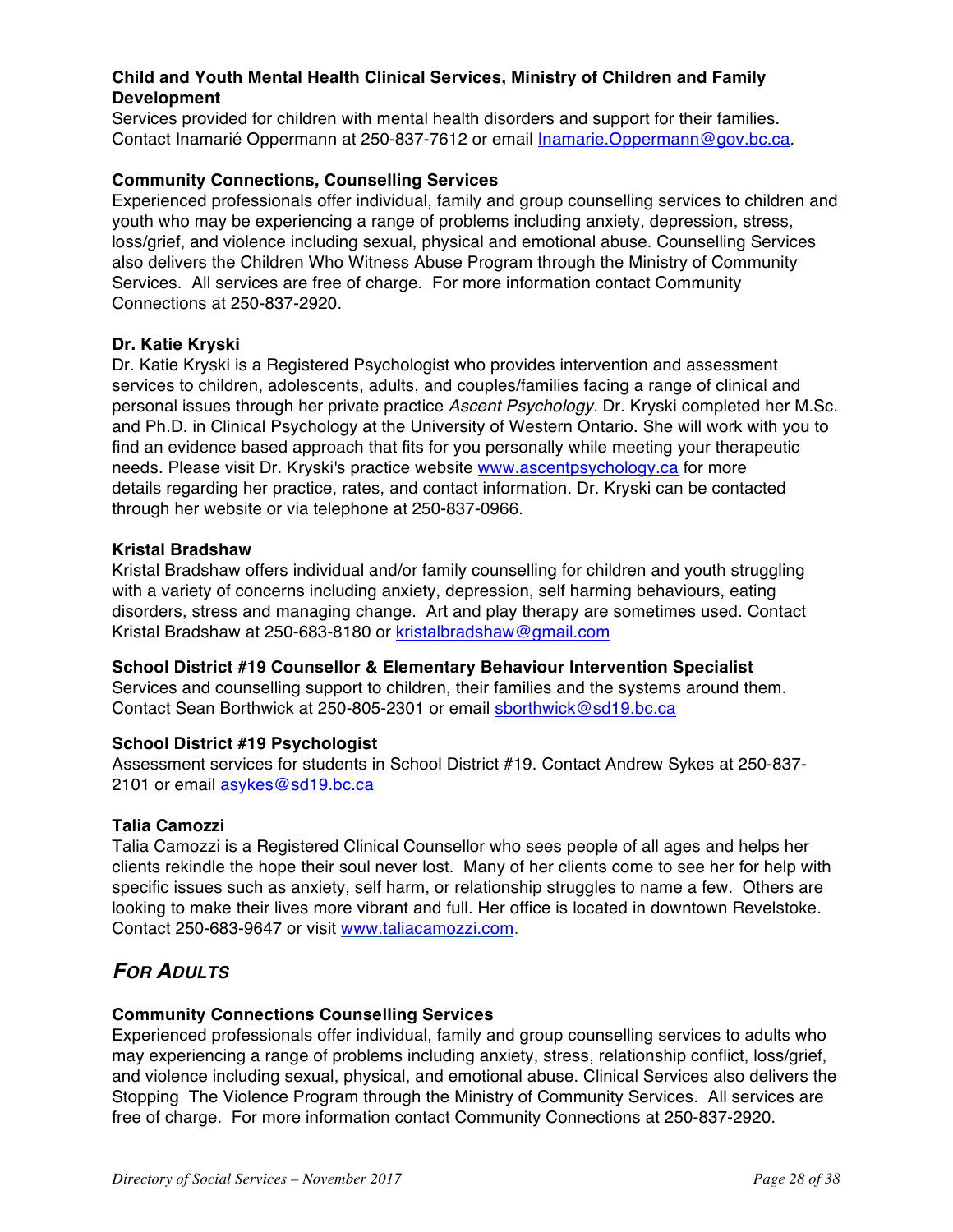**Child and Youth Mental Health Clinical Services, Ministry of Children and Family Development**
Services provided for children with mental health disorders and support for their families. Contact Inamarié Oppermann at 250-837-7612 or email Inamarie.Oppermann@gov.bc.ca.

**Community Connections, Counselling Services**
Experienced professionals offer individual, family and group counselling services to children and youth who may be experiencing a range of problems including anxiety, depression, stress, loss/grief, and violence including sexual, physical and emotional abuse. Counselling Services also delivers the Children Who Witness Abuse Program through the Ministry of Community Services. All services are free of charge. For more information contact Community Connections at 250-837-2920.

**Dr. Katie Kryski**
Dr. Katie Kryski is a Registered Psychologist who provides intervention and assessment services to children, adolescents, adults, and couples/families facing a range of clinical and personal issues through her private practice *Ascent Psychology*. Dr. Kryski completed her M.Sc. and Ph.D. in Clinical Psychology at the University of Western Ontario. She will work with you to find an evidence based approach that fits for you personally while meeting your therapeutic needs. Please visit Dr. Kryski's practice website www.ascentpsychology.ca for more details regarding her practice, rates, and contact information. Dr. Kryski can be contacted through her website or via telephone at 250-837-0966.

**Kristal Bradshaw**
Kristal Bradshaw offers individual and/or family counselling for children and youth struggling with a variety of concerns including anxiety, depression, self harming behaviours, eating disorders, stress and managing change. Art and play therapy are sometimes used. Contact Kristal Bradshaw at 250-683-8180 or kristalbradshaw@gmail.com

**School District #19 Counsellor & Elementary Behaviour Intervention Specialist**
Services and counselling support to children, their families and the systems around them. Contact Sean Borthwick at 250-805-2301 or email sborthwick@sd19.bc.ca

**School District #19 Psychologist**
Assessment services for students in School District #19. Contact Andrew Sykes at 250-837-2101 or email asykes@sd19.bc.ca

**Talia Camozzi**
Talia Camozzi is a Registered Clinical Counsellor who sees people of all ages and helps her clients rekindle the hope their soul never lost. Many of her clients come to see her for help with specific issues such as anxiety, self harm, or relationship struggles to name a few. Others are looking to make their lives more vibrant and full. Her office is located in downtown Revelstoke. Contact 250-683-9647 or visit www.taliacamozzi.com.

## *For Adults*

**Community Connections Counselling Services**
Experienced professionals offer individual, family and group counselling services to adults who may experiencing a range of problems including anxiety, stress, relationship conflict, loss/grief, and violence including sexual, physical, and emotional abuse. Clinical Services also delivers the Stopping The Violence Program through the Ministry of Community Services. All services are free of charge. For more information contact Community Connections at 250-837-2920.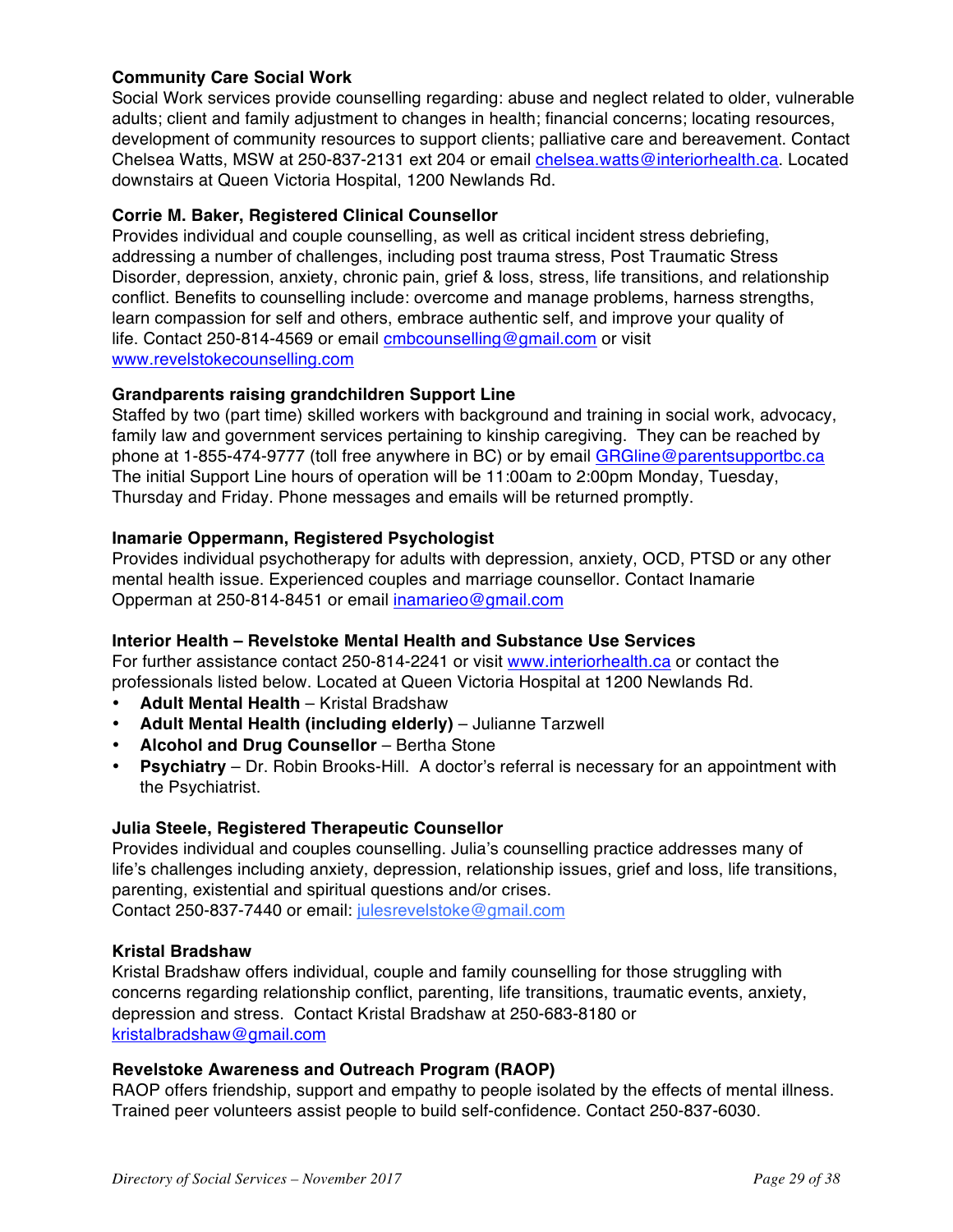**Community Care Social Work**
Social Work services provide counselling regarding: abuse and neglect related to older, vulnerable adults; client and family adjustment to changes in health; financial concerns; locating resources, development of community resources to support clients; palliative care and bereavement. Contact Chelsea Watts, MSW at 250-837-2131 ext 204 or email chelsea.watts@interiorhealth.ca. Located downstairs at Queen Victoria Hospital, 1200 Newlands Rd.

**Corrie M. Baker, Registered Clinical Counsellor**
Provides individual and couple counselling, as well as critical incident stress debriefing, addressing a number of challenges, including post trauma stress, Post Traumatic Stress Disorder, depression, anxiety, chronic pain, grief & loss, stress, life transitions, and relationship conflict. Benefits to counselling include: overcome and manage problems, harness strengths, learn compassion for self and others, embrace authentic self, and improve your quality of life. Contact 250-814-4569 or email cmbcounselling@gmail.com or visit www.revelstokecounselling.com

**Grandparents raising grandchildren Support Line**
Staffed by two (part time) skilled workers with background and training in social work, advocacy, family law and government services pertaining to kinship caregiving. They can be reached by phone at 1-855-474-9777 (toll free anywhere in BC) or by email GRGline@parentsupportbc.ca The initial Support Line hours of operation will be 11:00am to 2:00pm Monday, Tuesday, Thursday and Friday. Phone messages and emails will be returned promptly.

**Inamarie Oppermann, Registered Psychologist**
Provides individual psychotherapy for adults with depression, anxiety, OCD, PTSD or any other mental health issue. Experienced couples and marriage counsellor. Contact Inamarie Opperman at 250-814-8451 or email inamarieo@gmail.com

**Interior Health – Revelstoke Mental Health and Substance Use Services**
For further assistance contact 250-814-2241 or visit www.interiorhealth.ca or contact the professionals listed below. Located at Queen Victoria Hospital at 1200 Newlands Rd.

- **Adult Mental Health** – Kristal Bradshaw
- **Adult Mental Health (including elderly)** – Julianne Tarzwell
- **Alcohol and Drug Counsellor** – Bertha Stone
- **Psychiatry** – Dr. Robin Brooks-Hill. A doctor's referral is necessary for an appointment with the Psychiatrist.

**Julia Steele, Registered Therapeutic Counsellor**
Provides individual and couples counselling. Julia's counselling practice addresses many of life's challenges including anxiety, depression, relationship issues, grief and loss, life transitions, parenting, existential and spiritual questions and/or crises.
Contact 250-837-7440 or email: julesrevelstoke@gmail.com

**Kristal Bradshaw**
Kristal Bradshaw offers individual, couple and family counselling for those struggling with concerns regarding relationship conflict, parenting, life transitions, traumatic events, anxiety, depression and stress. Contact Kristal Bradshaw at 250-683-8180 or kristalbradshaw@gmail.com

**Revelstoke Awareness and Outreach Program (RAOP)**
RAOP offers friendship, support and empathy to people isolated by the effects of mental illness. Trained peer volunteers assist people to build self-confidence. Contact 250-837-6030.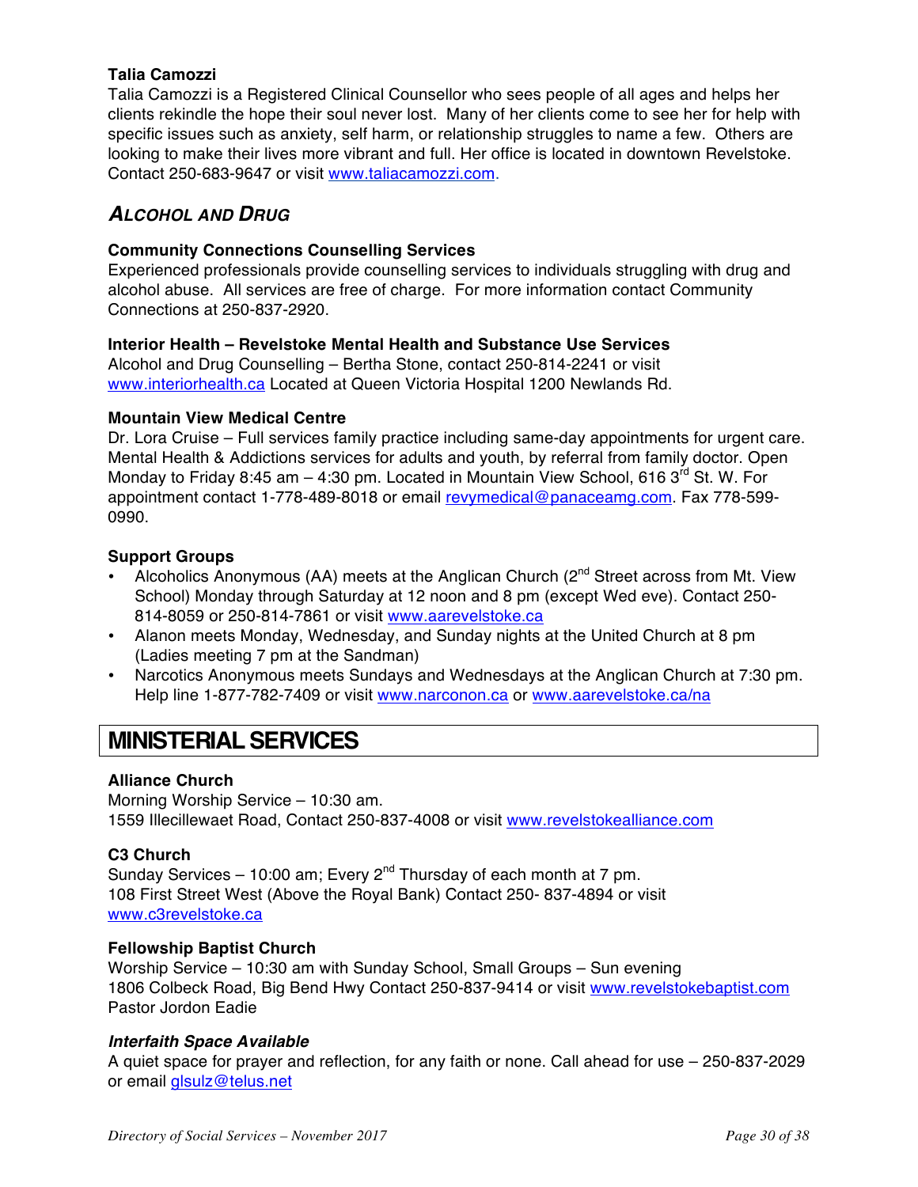**Talia Camozzi**
Talia Camozzi is a Registered Clinical Counsellor who sees people of all ages and helps her clients rekindle the hope their soul never lost. Many of her clients come to see her for help with specific issues such as anxiety, self harm, or relationship struggles to name a few. Others are looking to make their lives more vibrant and full. Her office is located in downtown Revelstoke. Contact 250-683-9647 or visit www.taliacamozzi.com.

### *Alcohol and Drug*

**Community Connections Counselling Services**
Experienced professionals provide counselling services to individuals struggling with drug and alcohol abuse. All services are free of charge. For more information contact Community Connections at 250-837-2920.

**Interior Health – Revelstoke Mental Health and Substance Use Services**
Alcohol and Drug Counselling – Bertha Stone, contact 250-814-2241 or visit www.interiorhealth.ca Located at Queen Victoria Hospital 1200 Newlands Rd.

**Mountain View Medical Centre**
Dr. Lora Cruise – Full services family practice including same-day appointments for urgent care. Mental Health & Addictions services for adults and youth, by referral from family doctor. Open Monday to Friday 8:45 am – 4:30 pm. Located in Mountain View School, 616 3rd St. W. For appointment contact 1-778-489-8018 or email revymedical@panaceamg.com. Fax 778-599-0990.

**Support Groups**
- Alcoholics Anonymous (AA) meets at the Anglican Church (2nd Street across from Mt. View School) Monday through Saturday at 12 noon and 8 pm (except Wed eve). Contact 250-814-8059 or 250-814-7861 or visit www.aarevelstoke.ca
- Alanon meets Monday, Wednesday, and Sunday nights at the United Church at 8 pm (Ladies meeting 7 pm at the Sandman)
- Narcotics Anonymous meets Sundays and Wednesdays at the Anglican Church at 7:30 pm. Help line 1-877-782-7409 or visit www.narconon.ca or www.aarevelstoke.ca/na

## MINISTERIAL SERVICES

**Alliance Church**
Morning Worship Service – 10:30 am.
1559 Illecillewaet Road, Contact 250-837-4008 or visit www.revelstokealliance.com

**C3 Church**
Sunday Services – 10:00 am; Every 2nd Thursday of each month at 7 pm.
108 First Street West (Above the Royal Bank) Contact 250- 837-4894 or visit www.c3revelstoke.ca

**Fellowship Baptist Church**
Worship Service – 10:30 am with Sunday School, Small Groups – Sun evening
1806 Colbeck Road, Big Bend Hwy Contact 250-837-9414 or visit www.revelstokebaptist.com
Pastor Jordon Eadie

***Interfaith Space Available***
A quiet space for prayer and reflection, for any faith or none. Call ahead for use – 250-837-2029 or email glsulz@telus.net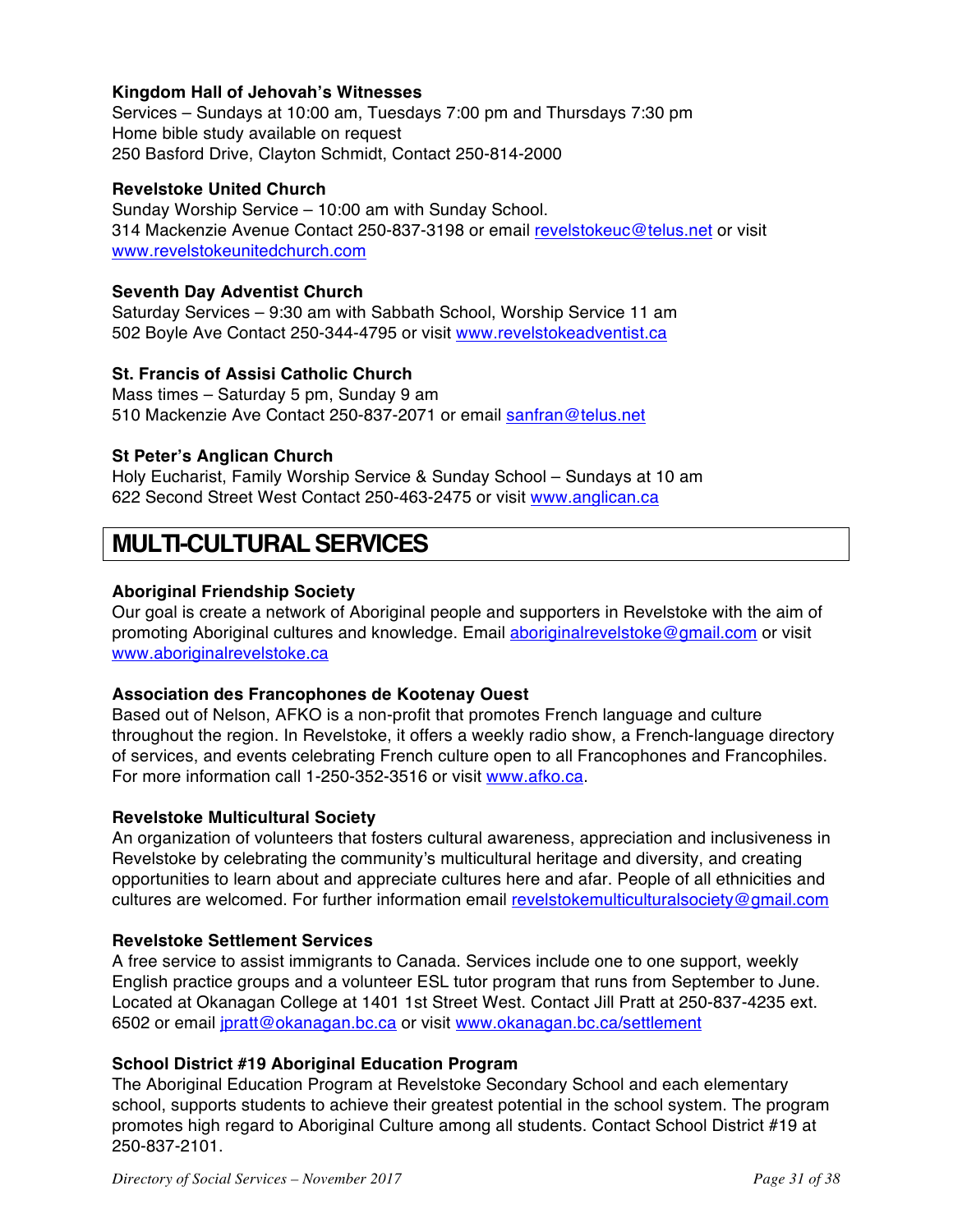**Kingdom Hall of Jehovah's Witnesses**
Services – Sundays at 10:00 am, Tuesdays 7:00 pm and Thursdays 7:30 pm
Home bible study available on request
250 Basford Drive, Clayton Schmidt, Contact 250-814-2000

**Revelstoke United Church**
Sunday Worship Service – 10:00 am with Sunday School.
314 Mackenzie Avenue Contact 250-837-3198 or email revelstokeuc@telus.net or visit www.revelstokeunitedchurch.com

**Seventh Day Adventist Church**
Saturday Services – 9:30 am with Sabbath School, Worship Service 11 am
502 Boyle Ave Contact 250-344-4795 or visit www.revelstokeadventist.ca

**St. Francis of Assisi Catholic Church**
Mass times – Saturday 5 pm, Sunday 9 am
510 Mackenzie Ave Contact 250-837-2071 or email sanfran@telus.net

**St Peter's Anglican Church**
Holy Eucharist, Family Worship Service & Sunday School – Sundays at 10 am
622 Second Street West Contact 250-463-2475 or visit www.anglican.ca

# MULTI-CULTURAL SERVICES

**Aboriginal Friendship Society**
Our goal is create a network of Aboriginal people and supporters in Revelstoke with the aim of promoting Aboriginal cultures and knowledge. Email aboriginalrevelstoke@gmail.com or visit www.aboriginalrevelstoke.ca

**Association des Francophones de Kootenay Ouest**
Based out of Nelson, AFKO is a non-profit that promotes French language and culture throughout the region. In Revelstoke, it offers a weekly radio show, a French-language directory of services, and events celebrating French culture open to all Francophones and Francophiles. For more information call 1-250-352-3516 or visit www.afko.ca.

**Revelstoke Multicultural Society**
An organization of volunteers that fosters cultural awareness, appreciation and inclusiveness in Revelstoke by celebrating the community's multicultural heritage and diversity, and creating opportunities to learn about and appreciate cultures here and afar. People of all ethnicities and cultures are welcomed. For further information email revelstokemulticulturalsociety@gmail.com

**Revelstoke Settlement Services**
A free service to assist immigrants to Canada. Services include one to one support, weekly English practice groups and a volunteer ESL tutor program that runs from September to June. Located at Okanagan College at 1401 1st Street West. Contact Jill Pratt at 250-837-4235 ext. 6502 or email jpratt@okanagan.bc.ca or visit www.okanagan.bc.ca/settlement

**School District #19 Aboriginal Education Program**
The Aboriginal Education Program at Revelstoke Secondary School and each elementary school, supports students to achieve their greatest potential in the school system. The program promotes high regard to Aboriginal Culture among all students. Contact School District #19 at 250-837-2101.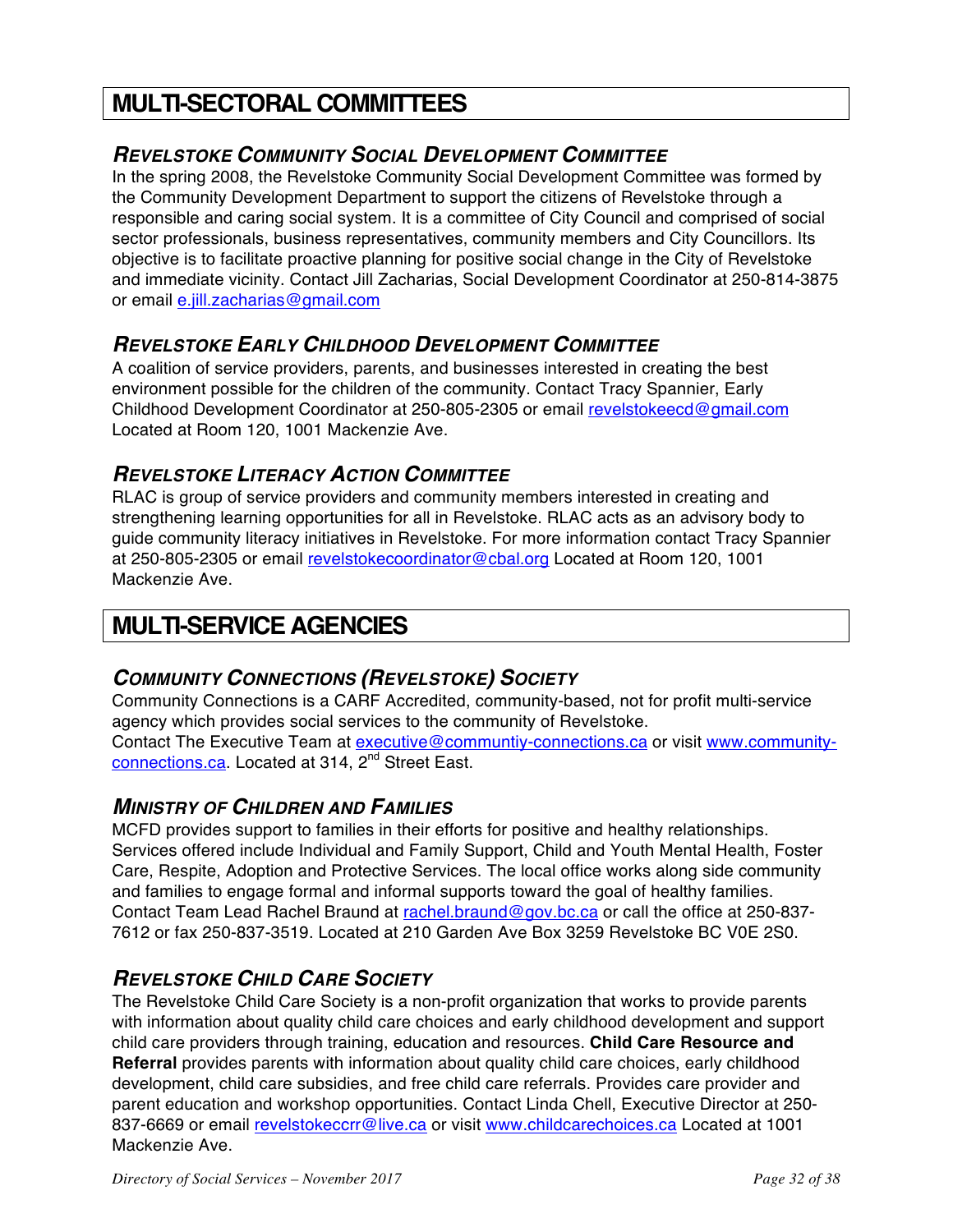# MULTI-SECTORAL COMMITTEES

### *REVELSTOKE COMMUNITY SOCIAL DEVELOPMENT COMMITTEE*

In the spring 2008, the Revelstoke Community Social Development Committee was formed by the Community Development Department to support the citizens of Revelstoke through a responsible and caring social system. It is a committee of City Council and comprised of social sector professionals, business representatives, community members and City Councillors. Its objective is to facilitate proactive planning for positive social change in the City of Revelstoke and immediate vicinity. Contact Jill Zacharias, Social Development Coordinator at 250-814-3875 or email e.jill.zacharias@gmail.com

### *REVELSTOKE EARLY CHILDHOOD DEVELOPMENT COMMITTEE*

A coalition of service providers, parents, and businesses interested in creating the best environment possible for the children of the community. Contact Tracy Spannier, Early Childhood Development Coordinator at 250-805-2305 or email revelstokeecd@gmail.com Located at Room 120, 1001 Mackenzie Ave.

### *REVELSTOKE LITERACY ACTION COMMITTEE*

RLAC is group of service providers and community members interested in creating and strengthening learning opportunities for all in Revelstoke. RLAC acts as an advisory body to guide community literacy initiatives in Revelstoke. For more information contact Tracy Spannier at 250-805-2305 or email revelstokecoordinator@cbal.org Located at Room 120, 1001 Mackenzie Ave.

# MULTI-SERVICE AGENCIES

### *COMMUNITY CONNECTIONS (REVELSTOKE) SOCIETY*

Community Connections is a CARF Accredited, community-based, not for profit multi-service agency which provides social services to the community of Revelstoke.
Contact The Executive Team at executive@communtiy-connections.ca or visit www.community-connections.ca. Located at 314, 2nd Street East.

### *MINISTRY OF CHILDREN AND FAMILIES*

MCFD provides support to families in their efforts for positive and healthy relationships. Services offered include Individual and Family Support, Child and Youth Mental Health, Foster Care, Respite, Adoption and Protective Services. The local office works along side community and families to engage formal and informal supports toward the goal of healthy families. Contact Team Lead Rachel Braund at rachel.braund@gov.bc.ca or call the office at 250-837-7612 or fax 250-837-3519. Located at 210 Garden Ave Box 3259 Revelstoke BC V0E 2S0.

### *REVELSTOKE CHILD CARE SOCIETY*

The Revelstoke Child Care Society is a non-profit organization that works to provide parents with information about quality child care choices and early childhood development and support child care providers through training, education and resources. **Child Care Resource and Referral** provides parents with information about quality child care choices, early childhood development, child care subsidies, and free child care referrals. Provides care provider and parent education and workshop opportunities. Contact Linda Chell, Executive Director at 250-837-6669 or email revelstokeccrr@live.ca or visit www.childcarechoices.ca Located at 1001 Mackenzie Ave.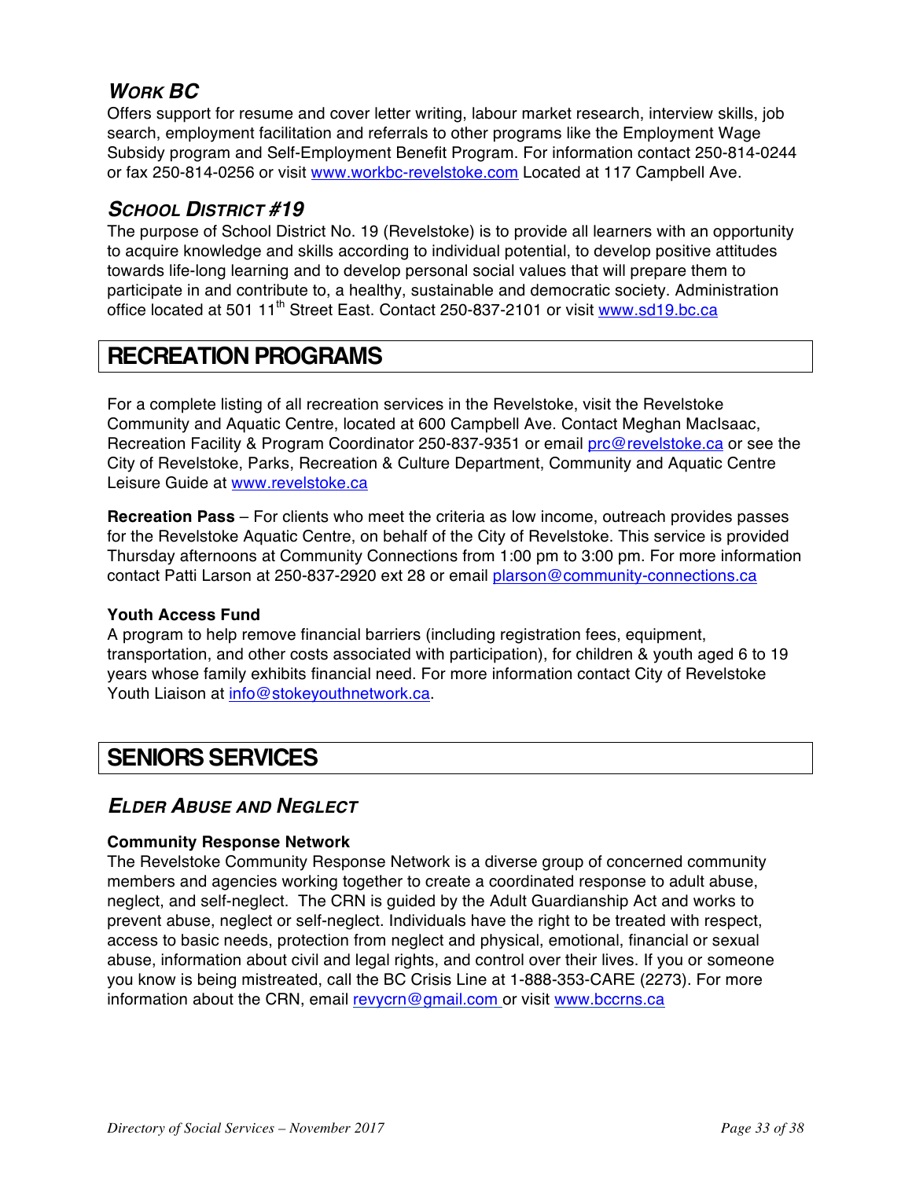### *Work BC*

Offers support for resume and cover letter writing, labour market research, interview skills, job search, employment facilitation and referrals to other programs like the Employment Wage Subsidy program and Self-Employment Benefit Program. For information contact 250-814-0244 or fax 250-814-0256 or visit www.workbc-revelstoke.com Located at 117 Campbell Ave.

### *School District #19*

The purpose of School District No. 19 (Revelstoke) is to provide all learners with an opportunity to acquire knowledge and skills according to individual potential, to develop positive attitudes towards life-long learning and to develop personal social values that will prepare them to participate in and contribute to, a healthy, sustainable and democratic society. Administration office located at 501 11th Street East. Contact 250-837-2101 or visit www.sd19.bc.ca

## RECREATION PROGRAMS

For a complete listing of all recreation services in the Revelstoke, visit the Revelstoke Community and Aquatic Centre, located at 600 Campbell Ave. Contact Meghan MacIsaac, Recreation Facility & Program Coordinator 250-837-9351 or email prc@revelstoke.ca or see the City of Revelstoke, Parks, Recreation & Culture Department, Community and Aquatic Centre Leisure Guide at www.revelstoke.ca

**Recreation Pass** – For clients who meet the criteria as low income, outreach provides passes for the Revelstoke Aquatic Centre, on behalf of the City of Revelstoke. This service is provided Thursday afternoons at Community Connections from 1:00 pm to 3:00 pm. For more information contact Patti Larson at 250-837-2920 ext 28 or email plarson@community-connections.ca

**Youth Access Fund**

A program to help remove financial barriers (including registration fees, equipment, transportation, and other costs associated with participation), for children & youth aged 6 to 19 years whose family exhibits financial need. For more information contact City of Revelstoke Youth Liaison at info@stokeyouthnetwork.ca.

## SENIORS SERVICES

### *Elder Abuse and Neglect*

**Community Response Network**

The Revelstoke Community Response Network is a diverse group of concerned community members and agencies working together to create a coordinated response to adult abuse, neglect, and self-neglect. The CRN is guided by the Adult Guardianship Act and works to prevent abuse, neglect or self-neglect. Individuals have the right to be treated with respect, access to basic needs, protection from neglect and physical, emotional, financial or sexual abuse, information about civil and legal rights, and control over their lives. If you or someone you know is being mistreated, call the BC Crisis Line at 1-888-353-CARE (2273). For more information about the CRN, email revycrn@gmail.com or visit www.bccrns.ca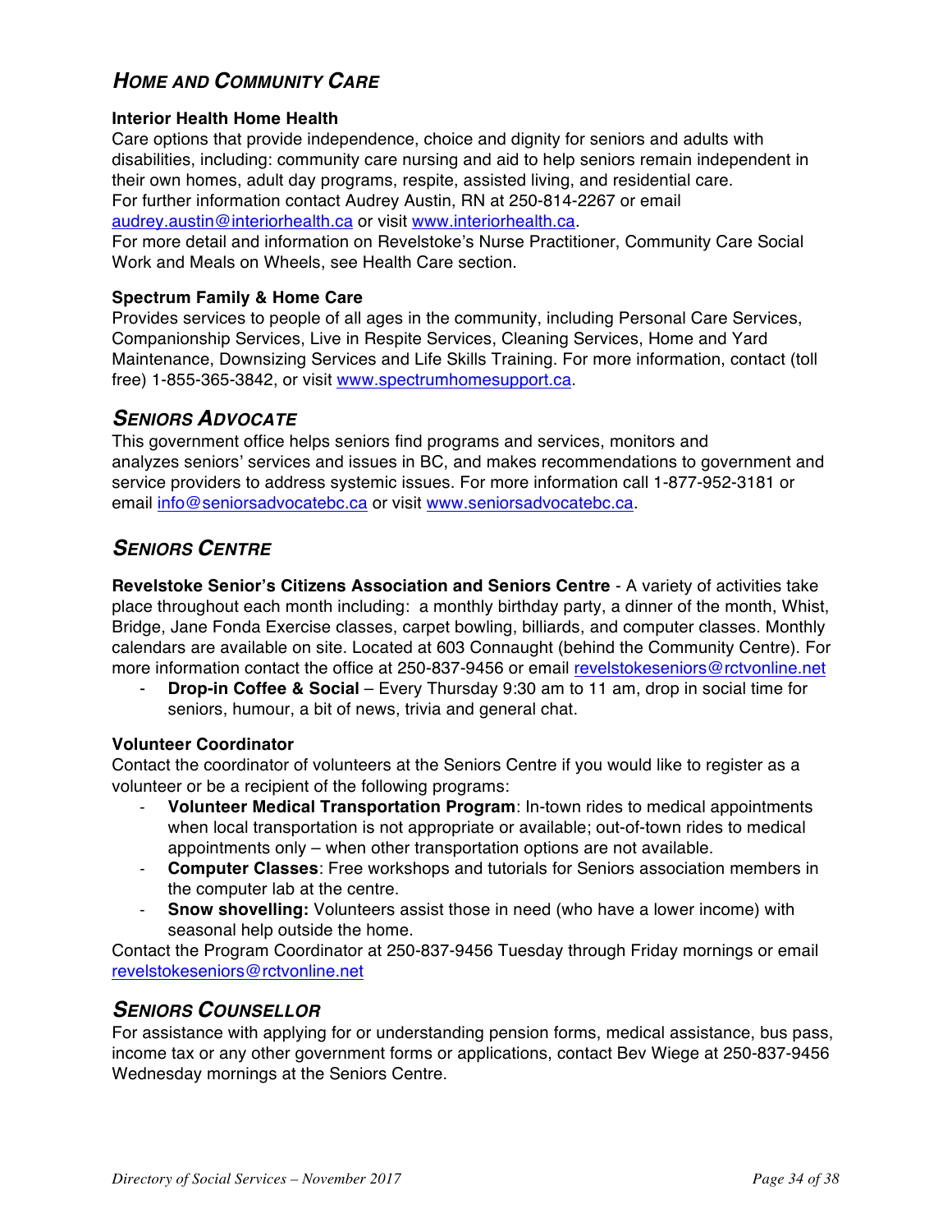## *Home and Community Care*

**Interior Health Home Health**

Care options that provide independence, choice and dignity for seniors and adults with disabilities, including: community care nursing and aid to help seniors remain independent in their own homes, adult day programs, respite, assisted living, and residential care.

For further information contact Audrey Austin, RN at 250-814-2267 or email audrey.austin@interiorhealth.ca or visit www.interiorhealth.ca.

For more detail and information on Revelstoke's Nurse Practitioner, Community Care Social Work and Meals on Wheels, see Health Care section.

**Spectrum Family & Home Care**

Provides services to people of all ages in the community, including Personal Care Services, Companionship Services, Live in Respite Services, Cleaning Services, Home and Yard Maintenance, Downsizing Services and Life Skills Training. For more information, contact (toll free) 1-855-365-3842, or visit www.spectrumhomesupport.ca.

## *Seniors Advocate*

This government office helps seniors find programs and services, monitors and analyzes seniors' services and issues in BC, and makes recommendations to government and service providers to address systemic issues. For more information call 1-877-952-3181 or email info@seniorsadvocatebc.ca or visit www.seniorsadvocatebc.ca.

## *Seniors Centre*

**Revelstoke Senior's Citizens Association and Seniors Centre** - A variety of activities take place throughout each month including: a monthly birthday party, a dinner of the month, Whist, Bridge, Jane Fonda Exercise classes, carpet bowling, billiards, and computer classes. Monthly calendars are available on site. Located at 603 Connaught (behind the Community Centre). For more information contact the office at 250-837-9456 or email revelstokeseniors@rctvonline.net

- **Drop-in Coffee & Social** – Every Thursday 9:30 am to 11 am, drop in social time for seniors, humour, a bit of news, trivia and general chat.

**Volunteer Coordinator**

Contact the coordinator of volunteers at the Seniors Centre if you would like to register as a volunteer or be a recipient of the following programs:

- **Volunteer Medical Transportation Program**: In-town rides to medical appointments when local transportation is not appropriate or available; out-of-town rides to medical appointments only – when other transportation options are not available.
- **Computer Classes**: Free workshops and tutorials for Seniors association members in the computer lab at the centre.
- **Snow shovelling:** Volunteers assist those in need (who have a lower income) with seasonal help outside the home.

Contact the Program Coordinator at 250-837-9456 Tuesday through Friday mornings or email revelstokeseniors@rctvonline.net

## *Seniors Counsellor*

For assistance with applying for or understanding pension forms, medical assistance, bus pass, income tax or any other government forms or applications, contact Bev Wiege at 250-837-9456 Wednesday mornings at the Seniors Centre.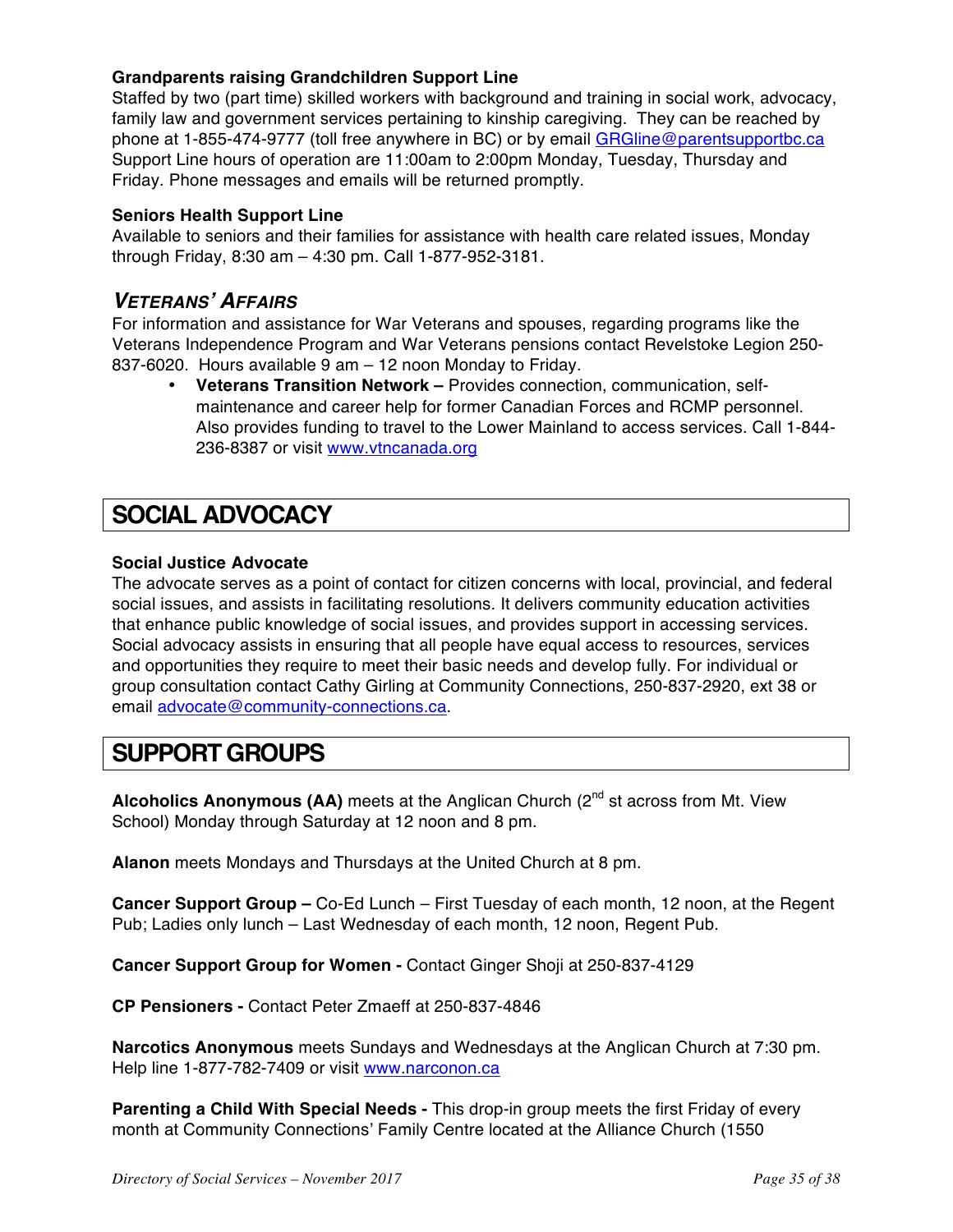**Grandparents raising Grandchildren Support Line**
Staffed by two (part time) skilled workers with background and training in social work, advocacy, family law and government services pertaining to kinship caregiving. They can be reached by phone at 1-855-474-9777 (toll free anywhere in BC) or by email GRGline@parentsupportbc.ca Support Line hours of operation are 11:00am to 2:00pm Monday, Tuesday, Thursday and Friday. Phone messages and emails will be returned promptly.

**Seniors Health Support Line**
Available to seniors and their families for assistance with health care related issues, Monday through Friday, 8:30 am – 4:30 pm. Call 1-877-952-3181.

### *VETERANS' AFFAIRS*

For information and assistance for War Veterans and spouses, regarding programs like the Veterans Independence Program and War Veterans pensions contact Revelstoke Legion 250-837-6020. Hours available 9 am – 12 noon Monday to Friday.

- **Veterans Transition Network –** Provides connection, communication, self-maintenance and career help for former Canadian Forces and RCMP personnel. Also provides funding to travel to the Lower Mainland to access services. Call 1-844-236-8387 or visit www.vtncanada.org

## SOCIAL ADVOCACY

**Social Justice Advocate**
The advocate serves as a point of contact for citizen concerns with local, provincial, and federal social issues, and assists in facilitating resolutions. It delivers community education activities that enhance public knowledge of social issues, and provides support in accessing services. Social advocacy assists in ensuring that all people have equal access to resources, services and opportunities they require to meet their basic needs and develop fully. For individual or group consultation contact Cathy Girling at Community Connections, 250-837-2920, ext 38 or email advocate@community-connections.ca.

## SUPPORT GROUPS

**Alcoholics Anonymous (AA)** meets at the Anglican Church (2nd st across from Mt. View School) Monday through Saturday at 12 noon and 8 pm.

**Alanon** meets Mondays and Thursdays at the United Church at 8 pm.

**Cancer Support Group –** Co-Ed Lunch – First Tuesday of each month, 12 noon, at the Regent Pub; Ladies only lunch – Last Wednesday of each month, 12 noon, Regent Pub.

**Cancer Support Group for Women -** Contact Ginger Shoji at 250-837-4129

**CP Pensioners -** Contact Peter Zmaeff at 250-837-4846

**Narcotics Anonymous** meets Sundays and Wednesdays at the Anglican Church at 7:30 pm. Help line 1-877-782-7409 or visit www.narconon.ca

**Parenting a Child With Special Needs -** This drop-in group meets the first Friday of every month at Community Connections' Family Centre located at the Alliance Church (1550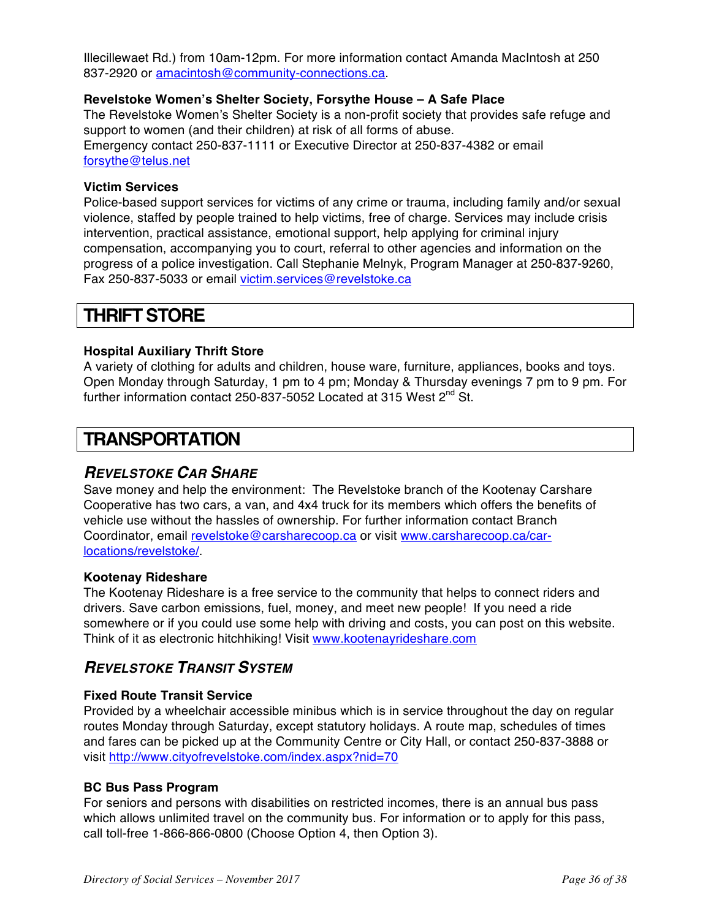Illecillewaet Rd.) from 10am-12pm. For more information contact Amanda MacIntosh at 250 837-2920 or amacintosh@community-connections.ca.

**Revelstoke Women's Shelter Society, Forsythe House – A Safe Place**
The Revelstoke Women's Shelter Society is a non-profit society that provides safe refuge and support to women (and their children) at risk of all forms of abuse.
Emergency contact 250-837-1111 or Executive Director at 250-837-4382 or email forsythe@telus.net

**Victim Services**
Police-based support services for victims of any crime or trauma, including family and/or sexual violence, staffed by people trained to help victims, free of charge. Services may include crisis intervention, practical assistance, emotional support, help applying for criminal injury compensation, accompanying you to court, referral to other agencies and information on the progress of a police investigation. Call Stephanie Melnyk, Program Manager at 250-837-9260, Fax 250-837-5033 or email victim.services@revelstoke.ca

# THRIFT STORE

**Hospital Auxiliary Thrift Store**
A variety of clothing for adults and children, house ware, furniture, appliances, books and toys. Open Monday through Saturday, 1 pm to 4 pm; Monday & Thursday evenings 7 pm to 9 pm. For further information contact 250-837-5052 Located at 315 West 2nd St.

# TRANSPORTATION

## *Revelstoke Car Share*

Save money and help the environment: The Revelstoke branch of the Kootenay Carshare Cooperative has two cars, a van, and 4x4 truck for its members which offers the benefits of vehicle use without the hassles of ownership. For further information contact Branch Coordinator, email revelstoke@carsharecoop.ca or visit www.carsharecoop.ca/car-locations/revelstoke/.

**Kootenay Rideshare**
The Kootenay Rideshare is a free service to the community that helps to connect riders and drivers. Save carbon emissions, fuel, money, and meet new people! If you need a ride somewhere or if you could use some help with driving and costs, you can post on this website. Think of it as electronic hitchhiking! Visit www.kootenayrideshare.com

## *Revelstoke Transit System*

**Fixed Route Transit Service**
Provided by a wheelchair accessible minibus which is in service throughout the day on regular routes Monday through Saturday, except statutory holidays. A route map, schedules of times and fares can be picked up at the Community Centre or City Hall, or contact 250-837-3888 or visit http://www.cityofrevelstoke.com/index.aspx?nid=70

**BC Bus Pass Program**
For seniors and persons with disabilities on restricted incomes, there is an annual bus pass which allows unlimited travel on the community bus. For information or to apply for this pass, call toll-free 1-866-866-0800 (Choose Option 4, then Option 3).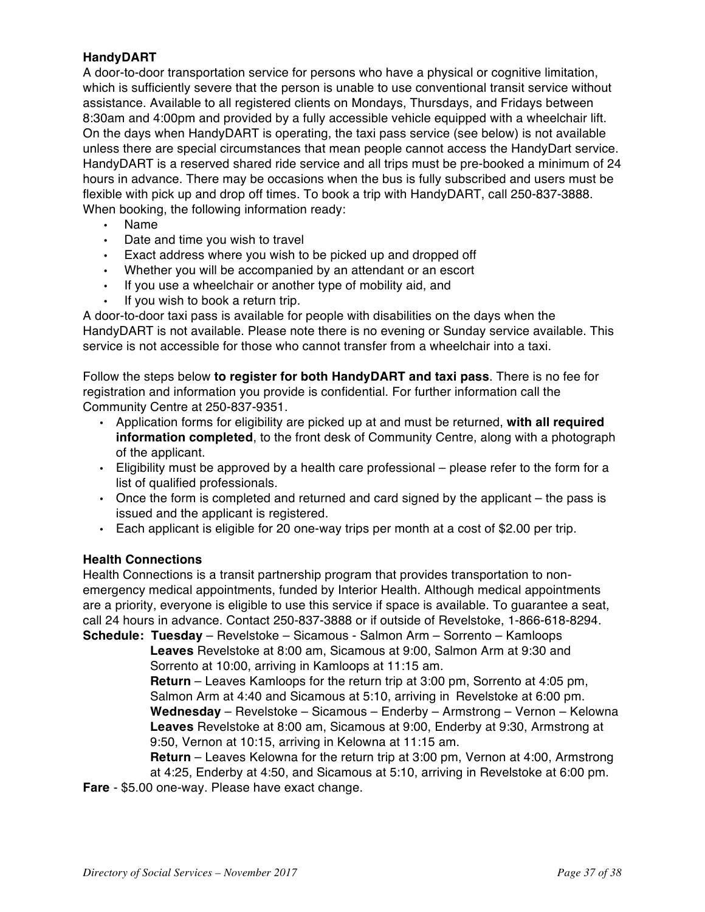**HandyDART**

A door-to-door transportation service for persons who have a physical or cognitive limitation, which is sufficiently severe that the person is unable to use conventional transit service without assistance. Available to all registered clients on Mondays, Thursdays, and Fridays between 8:30am and 4:00pm and provided by a fully accessible vehicle equipped with a wheelchair lift. On the days when HandyDART is operating, the taxi pass service (see below) is not available unless there are special circumstances that mean people cannot access the HandyDart service. HandyDART is a reserved shared ride service and all trips must be pre-booked a minimum of 24 hours in advance. There may be occasions when the bus is fully subscribed and users must be flexible with pick up and drop off times. To book a trip with HandyDART, call 250-837-3888. When booking, the following information ready:

- Name
- Date and time you wish to travel
- Exact address where you wish to be picked up and dropped off
- Whether you will be accompanied by an attendant or an escort
- If you use a wheelchair or another type of mobility aid, and
- If you wish to book a return trip.

A door-to-door taxi pass is available for people with disabilities on the days when the HandyDART is not available. Please note there is no evening or Sunday service available. This service is not accessible for those who cannot transfer from a wheelchair into a taxi.

Follow the steps below **to register for both HandyDART and taxi pass**. There is no fee for registration and information you provide is confidential. For further information call the Community Centre at 250-837-9351.

- Application forms for eligibility are picked up at and must be returned, **with all required information completed**, to the front desk of Community Centre, along with a photograph of the applicant.
- Eligibility must be approved by a health care professional – please refer to the form for a list of qualified professionals.
- Once the form is completed and returned and card signed by the applicant – the pass is issued and the applicant is registered.
- Each applicant is eligible for 20 one-way trips per month at a cost of $2.00 per trip.

**Health Connections**

Health Connections is a transit partnership program that provides transportation to non-emergency medical appointments, funded by Interior Health. Although medical appointments are a priority, everyone is eligible to use this service if space is available. To guarantee a seat, call 24 hours in advance. Contact 250-837-3888 or if outside of Revelstoke, 1-866-618-8294.

**Schedule:** **Tuesday** – Revelstoke – Sicamous - Salmon Arm – Sorrento – Kamloops

**Leaves** Revelstoke at 8:00 am, Sicamous at 9:00, Salmon Arm at 9:30 and Sorrento at 10:00, arriving in Kamloops at 11:15 am.

**Return** – Leaves Kamloops for the return trip at 3:00 pm, Sorrento at 4:05 pm, Salmon Arm at 4:40 and Sicamous at 5:10, arriving in Revelstoke at 6:00 pm.

**Wednesday** – Revelstoke – Sicamous – Enderby – Armstrong – Vernon – Kelowna

**Leaves** Revelstoke at 8:00 am, Sicamous at 9:00, Enderby at 9:30, Armstrong at 9:50, Vernon at 10:15, arriving in Kelowna at 11:15 am.

**Return** – Leaves Kelowna for the return trip at 3:00 pm, Vernon at 4:00, Armstrong at 4:25, Enderby at 4:50, and Sicamous at 5:10, arriving in Revelstoke at 6:00 pm.

**Fare** - $5.00 one-way. Please have exact change.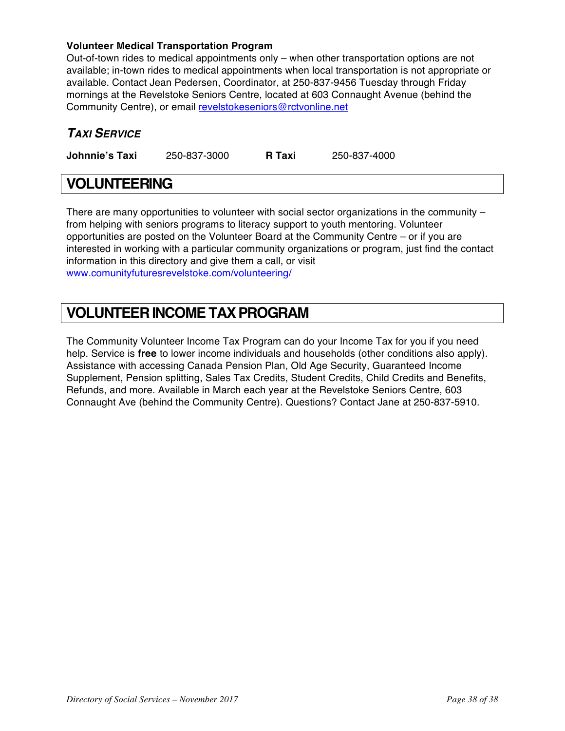**Volunteer Medical Transportation Program**
Out-of-town rides to medical appointments only – when other transportation options are not available; in-town rides to medical appointments when local transportation is not appropriate or available. Contact Jean Pedersen, Coordinator, at 250-837-9456 Tuesday through Friday mornings at the Revelstoke Seniors Centre, located at 603 Connaught Avenue (behind the Community Centre), or email revelstokeseniors@rctvonline.net

### *TAXI SERVICE*

| | | | |
|---|---|---|---|
| **Johnnie's Taxi** | 250-837-3000 | **R Taxi** | 250-837-4000 |

## VOLUNTEERING

There are many opportunities to volunteer with social sector organizations in the community – from helping with seniors programs to literacy support to youth mentoring. Volunteer opportunities are posted on the Volunteer Board at the Community Centre – or if you are interested in working with a particular community organizations or program, just find the contact information in this directory and give them a call, or visit www.comunityfuturesrevelstoke.com/volunteering/

## VOLUNTEER INCOME TAX PROGRAM

The Community Volunteer Income Tax Program can do your Income Tax for you if you need help. Service is **free** to lower income individuals and households (other conditions also apply). Assistance with accessing Canada Pension Plan, Old Age Security, Guaranteed Income Supplement, Pension splitting, Sales Tax Credits, Student Credits, Child Credits and Benefits, Refunds, and more. Available in March each year at the Revelstoke Seniors Centre, 603 Connaught Ave (behind the Community Centre). Questions? Contact Jane at 250-837-5910.